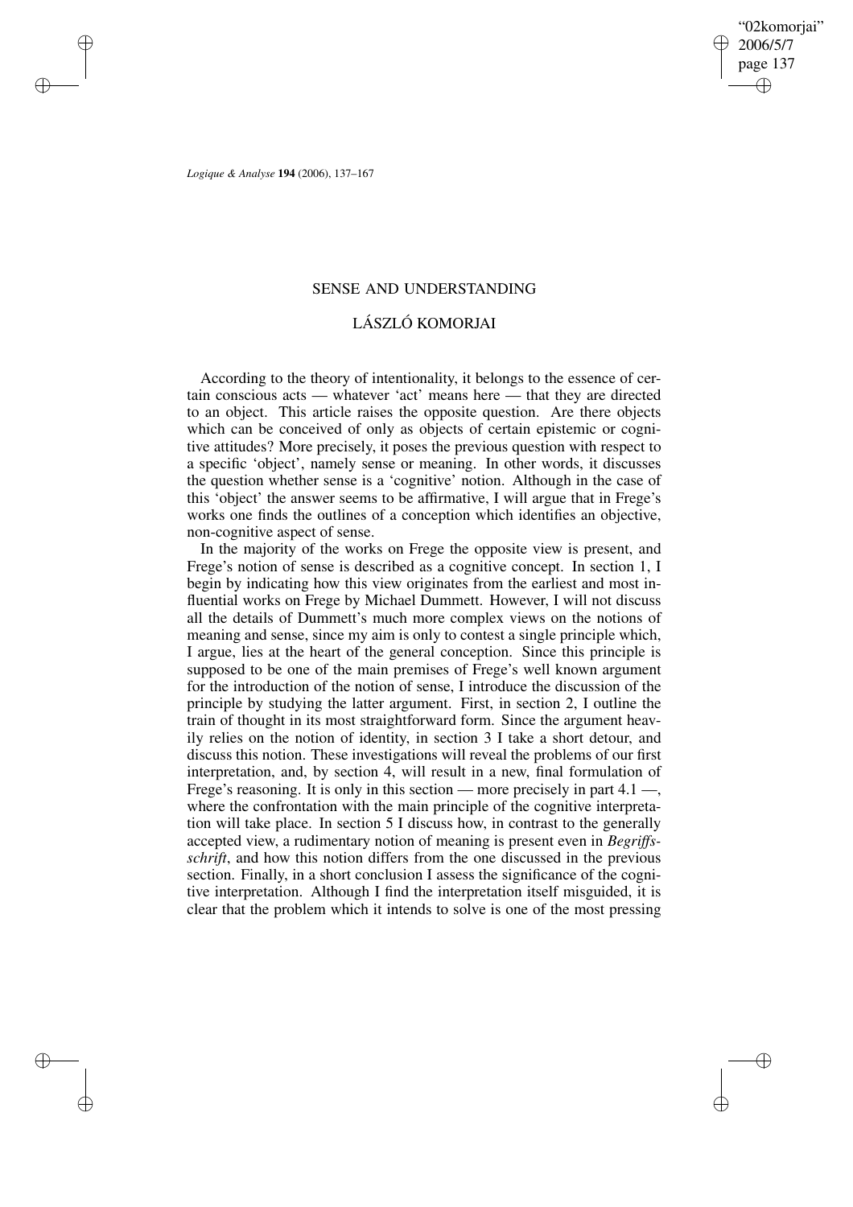# SENSE AND UNDERSTANDING

## LÁSZLÓ KOMORJAI

According to the theory of intentionality, it belongs to the essence of certain conscious acts — whatever 'act' means here — that they are directed to an object. This article raises the opposite question. Are there objects which can be conceived of only as objects of certain epistemic or cognitive attitudes? More precisely, it poses the previous question with respect to a specific 'object', namely sense or meaning. In other words, it discusses the question whether sense is a 'cognitive' notion. Although in the case of this 'object' the answer seems to be affirmative, I will argue that in Frege's works one finds the outlines of a conception which identifies an objective, non-cognitive aspect of sense.

In the majority of the works on Frege the opposite view is present, and Frege's notion of sense is described as a cognitive concept. In section 1, I begin by indicating how this view originates from the earliest and most influential works on Frege by Michael Dummett. However, I will not discuss all the details of Dummett's much more complex views on the notions of meaning and sense, since my aim is only to contest a single principle which, I argue, lies at the heart of the general conception. Since this principle is supposed to be one of the main premises of Frege's well known argument for the introduction of the notion of sense, I introduce the discussion of the principle by studying the latter argument. First, in section 2, I outline the train of thought in its most straightforward form. Since the argument heavily relies on the notion of identity, in section 3 I take a short detour, and discuss this notion. These investigations will reveal the problems of our first interpretation, and, by section 4, will result in a new, final formulation of Frege's reasoning. It is only in this section — more precisely in part 4.1 —, where the confrontation with the main principle of the cognitive interpretation will take place. In section 5 I discuss how, in contrast to the generally accepted view, a rudimentary notion of meaning is present even in *Begriffsschrift*, and how this notion differs from the one discussed in the previous section. Finally, in a short conclusion I assess the significance of the cognitive interpretation. Although I find the interpretation itself misguided, it is clear that the problem which it intends to solve is one of the most pressing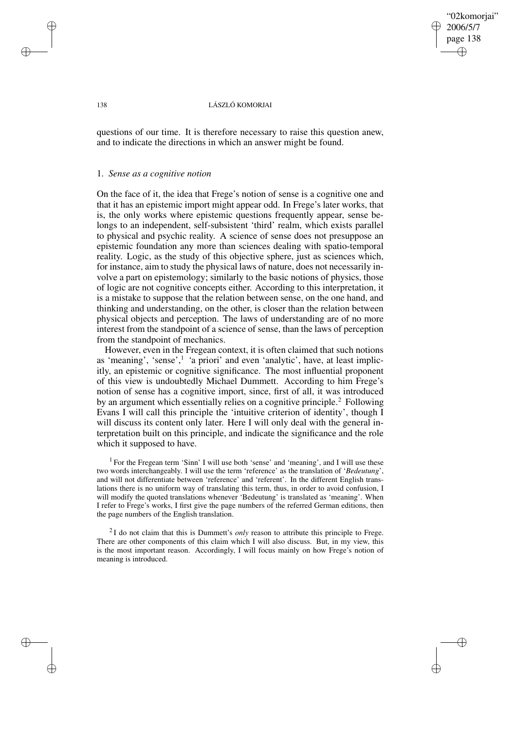questions of our time. It is therefore necessary to raise this question anew, and to indicate the directions in which an answer might be found.

## 1. *Sense as a cognitive notion*

On the face of it, the idea that Frege's notion of sense is a cognitive one and that it has an epistemic import might appear odd. In Frege's later works, that is, the only works where epistemic questions frequently appear, sense belongs to an independent, self-subsistent 'third' realm, which exists parallel to physical and psychic reality. A science of sense does not presuppose an epistemic foundation any more than sciences dealing with spatio-temporal reality. Logic, as the study of this objective sphere, just as sciences which, for instance, aim to study the physical laws of nature, does not necessarily involve a part on epistemology; similarly to the basic notions of physics, those of logic are not cognitive concepts either. According to this interpretation, it is a mistake to suppose that the relation between sense, on the one hand, and thinking and understanding, on the other, is closer than the relation between physical objects and perception. The laws of understanding are of no more interest from the standpoint of a science of sense, than the laws of perception from the standpoint of mechanics.

However, even in the Fregean context, it is often claimed that such notions as 'meaning', 'sense',[1] 'a priori' and even 'analytic', have, at least implicitly, an epistemic or cognitive significance. The most influential proponent of this view is undoubtedly Michael Dummett. According to him Frege's notion of sense has a cognitive import, since, first of all, it was introduced by an argument which essentially relies on a cognitive principle.[2] Following Evans I will call this principle the 'intuitive criterion of identity', though I will discuss its content only later. Here I will only deal with the general interpretation built on this principle, and indicate the significance and the role which it supposed to have.

[1] For the Fregean term 'Sinn' I will use both 'sense' and 'meaning', and I will use these two words interchangeably. I will use the term 'reference' as the translation of '*Bedeutung*', and will not differentiate between 'reference' and 'referent'. In the different English translations there is no uniform way of translating this term, thus, in order to avoid confusion, I will modify the quoted translations whenever 'Bedeutung' is translated as 'meaning'. When I refer to Frege's works, I first give the page numbers of the referred German editions, then the page numbers of the English translation.

[2] I do not claim that this is Dummett's *only* reason to attribute this principle to Frege. There are other components of this claim which I will also discuss. But, in my view, this is the most important reason. Accordingly, I will focus mainly on how Frege's notion of meaning is introduced.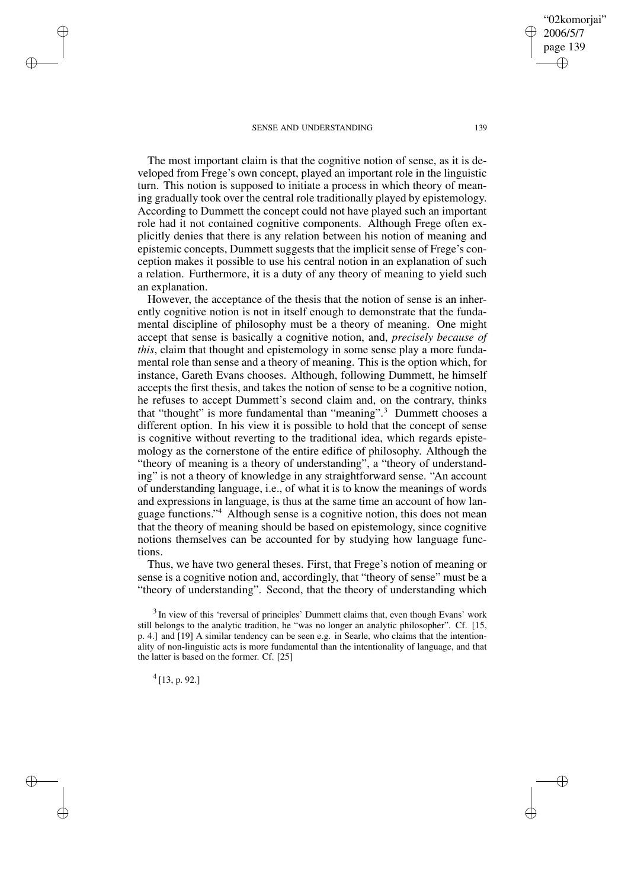The most important claim is that the cognitive notion of sense, as it is developed from Frege's own concept, played an important role in the linguistic turn. This notion is supposed to initiate a process in which theory of meaning gradually took over the central role traditionally played by epistemology. According to Dummett the concept could not have played such an important role had it not contained cognitive components. Although Frege often explicitly denies that there is any relation between his notion of meaning and epistemic concepts, Dummett suggests that the implicit sense of Frege's conception makes it possible to use his central notion in an explanation of such a relation. Furthermore, it is a duty of any theory of meaning to yield such an explanation.

However, the acceptance of the thesis that the notion of sense is an inherently cognitive notion is not in itself enough to demonstrate that the fundamental discipline of philosophy must be a theory of meaning. One might accept that sense is basically a cognitive notion, and, *precisely because of this*, claim that thought and epistemology in some sense play a more fundamental role than sense and a theory of meaning. This is the option which, for instance, Gareth Evans chooses. Although, following Dummett, he himself accepts the first thesis, and takes the notion of sense to be a cognitive notion, he refuses to accept Dummett's second claim and, on the contrary, thinks that "thought" is more fundamental than "meaning".[3] Dummett chooses a different option. In his view it is possible to hold that the concept of sense is cognitive without reverting to the traditional idea, which regards epistemology as the cornerstone of the entire edifice of philosophy. Although the "theory of meaning is a theory of understanding", a "theory of understanding" is not a theory of knowledge in any straightforward sense. "An account of understanding language, i.e., of what it is to know the meanings of words and expressions in language, is thus at the same time an account of how language functions."[4] Although sense is a cognitive notion, this does not mean that the theory of meaning should be based on epistemology, since cognitive notions themselves can be accounted for by studying how language functions.

Thus, we have two general theses. First, that Frege's notion of meaning or sense is a cognitive notion and, accordingly, that "theory of sense" must be a "theory of understanding". Second, that the theory of understanding which

[3] In view of this 'reversal of principles' Dummett claims that, even though Evans' work still belongs to the analytic tradition, he "was no longer an analytic philosopher". Cf. [15, p. 4.] and [19] A similar tendency can be seen e.g. in Searle, who claims that the intentionality of non-linguistic acts is more fundamental than the intentionality of language, and that the latter is based on the former. Cf. [25]

[4] [13, p. 92.]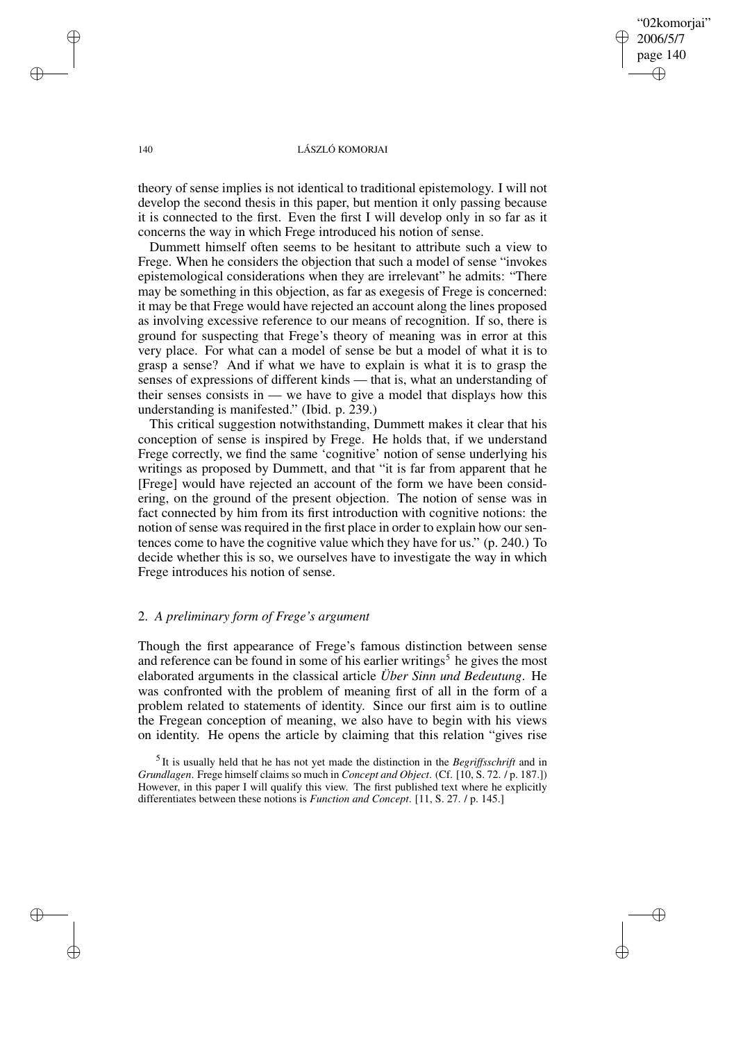theory of sense implies is not identical to traditional epistemology. I will not develop the second thesis in this paper, but mention it only passing because it is connected to the first. Even the first I will develop only in so far as it concerns the way in which Frege introduced his notion of sense.

Dummett himself often seems to be hesitant to attribute such a view to Frege. When he considers the objection that such a model of sense "invokes epistemological considerations when they are irrelevant" he admits: "There may be something in this objection, as far as exegesis of Frege is concerned: it may be that Frege would have rejected an account along the lines proposed as involving excessive reference to our means of recognition. If so, there is ground for suspecting that Frege's theory of meaning was in error at this very place. For what can a model of sense be but a model of what it is to grasp a sense? And if what we have to explain is what it is to grasp the senses of expressions of different kinds — that is, what an understanding of their senses consists in — we have to give a model that displays how this understanding is manifested." (Ibid. p. 239.)

This critical suggestion notwithstanding, Dummett makes it clear that his conception of sense is inspired by Frege. He holds that, if we understand Frege correctly, we find the same 'cognitive' notion of sense underlying his writings as proposed by Dummett, and that "it is far from apparent that he [Frege] would have rejected an account of the form we have been considering, on the ground of the present objection. The notion of sense was in fact connected by him from its first introduction with cognitive notions: the notion of sense was required in the first place in order to explain how our sentences come to have the cognitive value which they have for us." (p. 240.) To decide whether this is so, we ourselves have to investigate the way in which Frege introduces his notion of sense.

## 2. *A preliminary form of Frege's argument*

Though the first appearance of Frege's famous distinction between sense and reference can be found in some of his earlier writings[5] he gives the most elaborated arguments in the classical article *Über Sinn und Bedeutung*. He was confronted with the problem of meaning first of all in the form of a problem related to statements of identity. Since our first aim is to outline the Fregean conception of meaning, we also have to begin with his views on identity. He opens the article by claiming that this relation "gives rise

[5] It is usually held that he has not yet made the distinction in the *Begriffsschrift* and in *Grundlagen*. Frege himself claims so much in *Concept and Object*. (Cf. [10, S. 72. / p. 187.]) However, in this paper I will qualify this view. The first published text where he explicitly differentiates between these notions is *Function and Concept*. [11, S. 27. / p. 145.]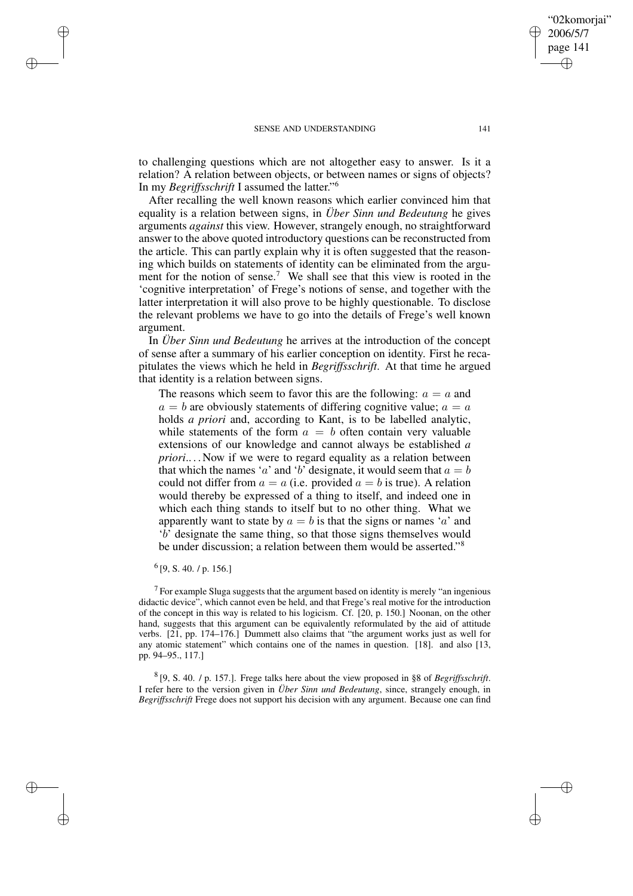to challenging questions which are not altogether easy to answer. Is it a relation? A relation between objects, or between names or signs of objects? In my *Begriffsschrift* I assumed the latter."[6]

After recalling the well known reasons which earlier convinced him that equality is a relation between signs, in *Über Sinn und Bedeutung* he gives arguments *against* this view. However, strangely enough, no straightforward answer to the above quoted introductory questions can be reconstructed from the article. This can partly explain why it is often suggested that the reasoning which builds on statements of identity can be eliminated from the argument for the notion of sense.[7] We shall see that this view is rooted in the 'cognitive interpretation' of Frege's notions of sense, and together with the latter interpretation it will also prove to be highly questionable. To disclose the relevant problems we have to go into the details of Frege's well known argument.

In *Über Sinn und Bedeutung* he arrives at the introduction of the concept of sense after a summary of his earlier conception on identity. First he recapitulates the views which he held in *Begriffsschrift*. At that time he argued that identity is a relation between signs.

> The reasons which seem to favor this are the following: $a = a$ and $a = b$ are obviously statements of differing cognitive value; $a = a$ holds *a priori* and, according to Kant, is to be labelled analytic, while statements of the form $a = b$ often contain very valuable extensions of our knowledge and cannot always be established *a priori*.... Now if we were to regard equality as a relation between that which the names '$a$' and '$b$' designate, it would seem that $a = b$ could not differ from $a = a$ (i.e. provided $a = b$ is true). A relation would thereby be expressed of a thing to itself, and indeed one in which each thing stands to itself but to no other thing. What we apparently want to state by $a = b$ is that the signs or names '$a$' and '$b$' designate the same thing, so that those signs themselves would be under discussion; a relation between them would be asserted."[8]

[6] [9, S. 40. / p. 156.]

[7] For example Sluga suggests that the argument based on identity is merely "an ingenious didactic device", which cannot even be held, and that Frege's real motive for the introduction of the concept in this way is related to his logicism. Cf. [20, p. 150.] Noonan, on the other hand, suggests that this argument can be equivalently reformulated by the aid of attitude verbs. [21, pp. 174–176.] Dummett also claims that "the argument works just as well for any atomic statement" which contains one of the names in question. [18]. and also [13, pp. 94–95., 117.]

[8] [9, S. 40. / p. 157.]. Frege talks here about the view proposed in §8 of *Begriffsschrift*. I refer here to the version given in *Über Sinn und Bedeutung*, since, strangely enough, in *Begriffsschrift* Frege does not support his decision with any argument. Because one can find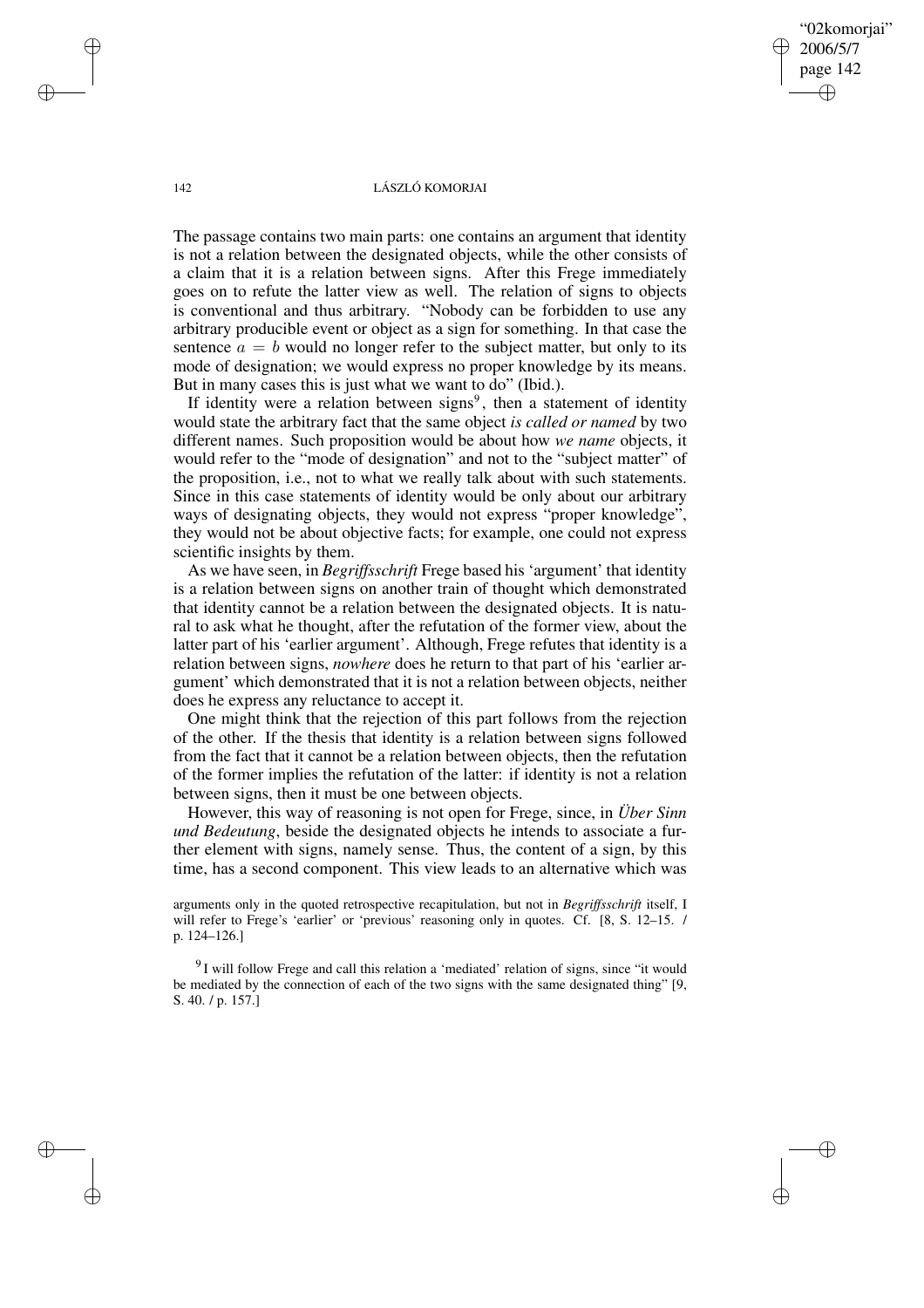The passage contains two main parts: one contains an argument that identity is not a relation between the designated objects, while the other consists of a claim that it is a relation between signs. After this Frege immediately goes on to refute the latter view as well. The relation of signs to objects is conventional and thus arbitrary. "Nobody can be forbidden to use any arbitrary producible event or object as a sign for something. In that case the sentence $a = b$ would no longer refer to the subject matter, but only to its mode of designation; we would express no proper knowledge by its means. But in many cases this is just what we want to do" (Ibid.).

If identity were a relation between signs[9], then a statement of identity would state the arbitrary fact that the same object *is called or named* by two different names. Such proposition would be about how *we name* objects, it would refer to the "mode of designation" and not to the "subject matter" of the proposition, i.e., not to what we really talk about with such statements. Since in this case statements of identity would be only about our arbitrary ways of designating objects, they would not express "proper knowledge", they would not be about objective facts; for example, one could not express scientific insights by them.

As we have seen, in *Begriffsschrift* Frege based his 'argument' that identity is a relation between signs on another train of thought which demonstrated that identity cannot be a relation between the designated objects. It is natural to ask what he thought, after the refutation of the former view, about the latter part of his 'earlier argument'. Although, Frege refutes that identity is a relation between signs, *nowhere* does he return to that part of his 'earlier argument' which demonstrated that it is not a relation between objects, neither does he express any reluctance to accept it.

One might think that the rejection of this part follows from the rejection of the other. If the thesis that identity is a relation between signs followed from the fact that it cannot be a relation between objects, then the refutation of the former implies the refutation of the latter: if identity is not a relation between signs, then it must be one between objects.

However, this way of reasoning is not open for Frege, since, in *Über Sinn und Bedeutung*, beside the designated objects he intends to associate a further element with signs, namely sense. Thus, the content of a sign, by this time, has a second component. This view leads to an alternative which was

arguments only in the quoted retrospective recapitulation, but not in *Begriffsschrift* itself, I will refer to Frege's 'earlier' or 'previous' reasoning only in quotes. Cf. [8, S. 12–15. / p. 124–126.]

[9] I will follow Frege and call this relation a 'mediated' relation of signs, since "it would be mediated by the connection of each of the two signs with the same designated thing" [9, S. 40. / p. 157.]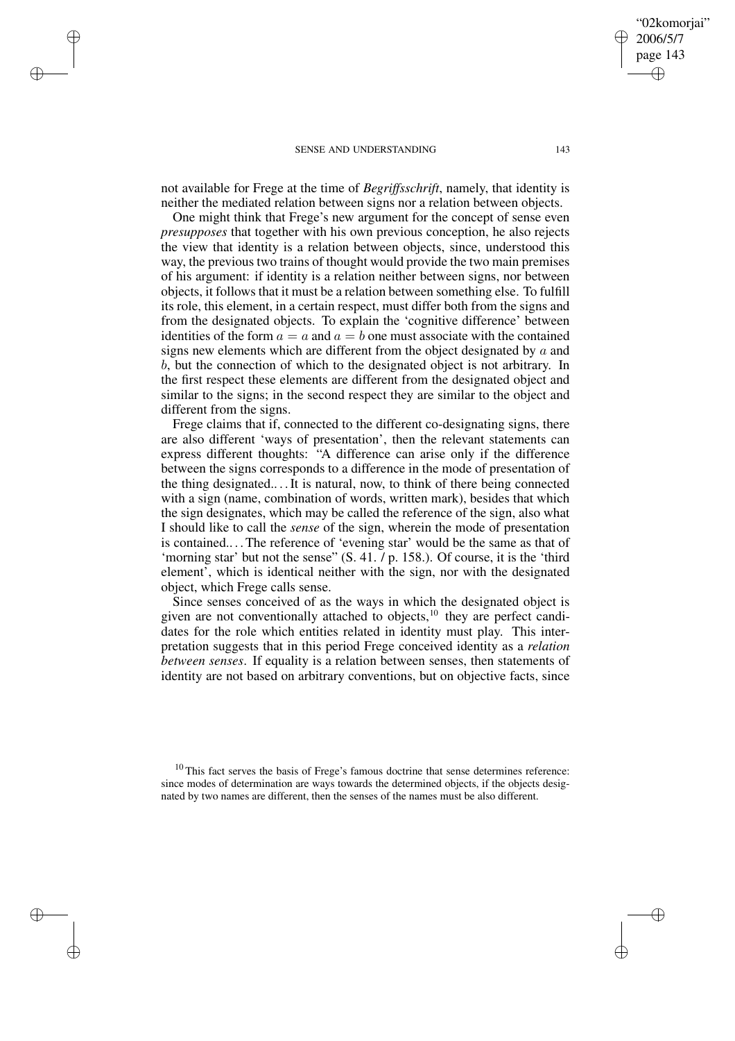not available for Frege at the time of *Begriffsschrift*, namely, that identity is neither the mediated relation between signs nor a relation between objects.

One might think that Frege's new argument for the concept of sense even *presupposes* that together with his own previous conception, he also rejects the view that identity is a relation between objects, since, understood this way, the previous two trains of thought would provide the two main premises of his argument: if identity is a relation neither between signs, nor between objects, it follows that it must be a relation between something else. To fulfill its role, this element, in a certain respect, must differ both from the signs and from the designated objects. To explain the 'cognitive difference' between identities of the form $a = a$ and $a = b$ one must associate with the contained signs new elements which are different from the object designated by $a$ and $b$, but the connection of which to the designated object is not arbitrary. In the first respect these elements are different from the designated object and similar to the signs; in the second respect they are similar to the object and different from the signs.

Frege claims that if, connected to the different co-designating signs, there are also different 'ways of presentation', then the relevant statements can express different thoughts: "A difference can arise only if the difference between the signs corresponds to a difference in the mode of presentation of the thing designated.... It is natural, now, to think of there being connected with a sign (name, combination of words, written mark), besides that which the sign designates, which may be called the reference of the sign, also what I should like to call the *sense* of the sign, wherein the mode of presentation is contained.... The reference of 'evening star' would be the same as that of 'morning star' but not the sense" (S. 41. / p. 158.). Of course, it is the 'third element', which is identical neither with the sign, nor with the designated object, which Frege calls sense.

Since senses conceived of as the ways in which the designated object is given are not conventionally attached to objects,[10] they are perfect candidates for the role which entities related in identity must play. This interpretation suggests that in this period Frege conceived identity as a *relation between senses*. If equality is a relation between senses, then statements of identity are not based on arbitrary conventions, but on objective facts, since

[10] This fact serves the basis of Frege's famous doctrine that sense determines reference: since modes of determination are ways towards the determined objects, if the objects designated by two names are different, then the senses of the names must be also different.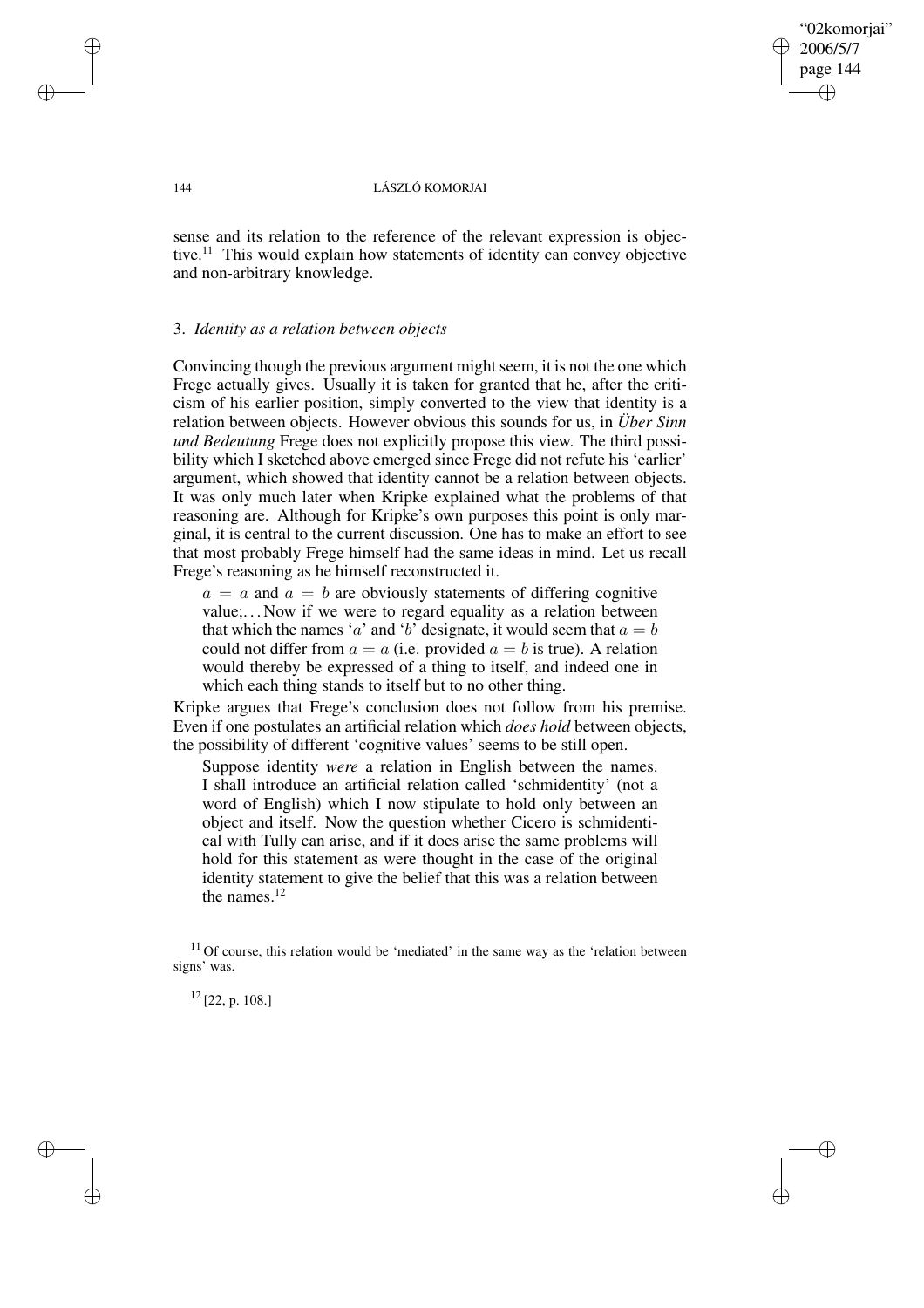sense and its relation to the reference of the relevant expression is objective.[11] This would explain how statements of identity can convey objective and non-arbitrary knowledge.

### 3. *Identity as a relation between objects*

Convincing though the previous argument might seem, it is not the one which Frege actually gives. Usually it is taken for granted that he, after the criticism of his earlier position, simply converted to the view that identity is a relation between objects. However obvious this sounds for us, in *Über Sinn und Bedeutung* Frege does not explicitly propose this view. The third possibility which I sketched above emerged since Frege did not refute his 'earlier' argument, which showed that identity cannot be a relation between objects. It was only much later when Kripke explained what the problems of that reasoning are. Although for Kripke's own purposes this point is only marginal, it is central to the current discussion. One has to make an effort to see that most probably Frege himself had the same ideas in mind. Let us recall Frege's reasoning as he himself reconstructed it.

> $a = a$ and $a = b$ are obviously statements of differing cognitive value;. . . Now if we were to regard equality as a relation between that which the names '$a$' and '$b$' designate, it would seem that $a = b$ could not differ from $a = a$ (i.e. provided $a = b$ is true). A relation would thereby be expressed of a thing to itself, and indeed one in which each thing stands to itself but to no other thing.

Kripke argues that Frege's conclusion does not follow from his premise. Even if one postulates an artificial relation which *does hold* between objects, the possibility of different 'cognitive values' seems to be still open.

> Suppose identity *were* a relation in English between the names. I shall introduce an artificial relation called 'schmidentity' (not a word of English) which I now stipulate to hold only between an object and itself. Now the question whether Cicero is schmidentical with Tully can arise, and if it does arise the same problems will hold for this statement as were thought in the case of the original identity statement to give the belief that this was a relation between the names.[12]

[11] Of course, this relation would be 'mediated' in the same way as the 'relation between signs' was.

[12] [22, p. 108.]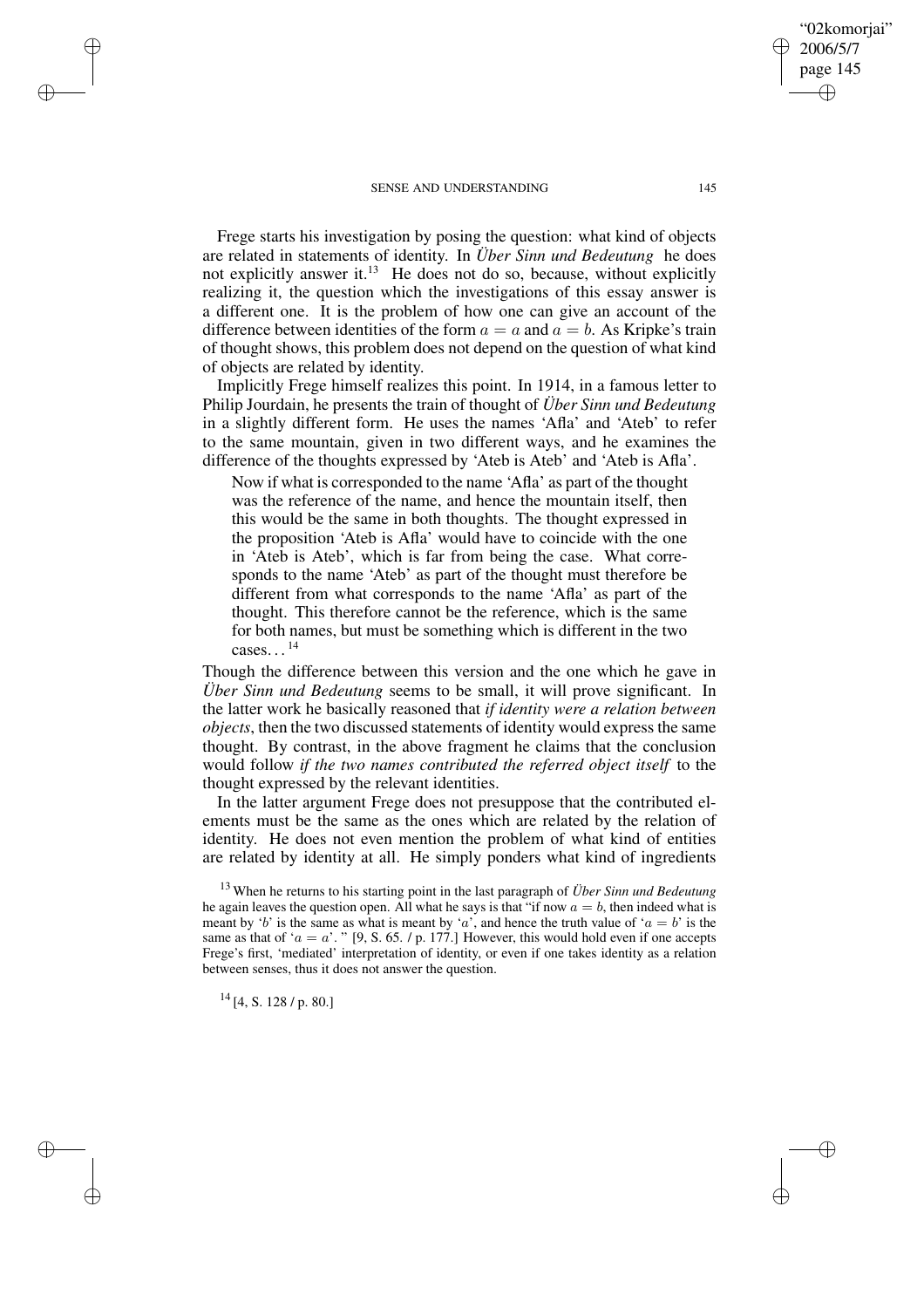Frege starts his investigation by posing the question: what kind of objects are related in statements of identity. In *Über Sinn und Bedeutung* he does not explicitly answer it.[13] He does not do so, because, without explicitly realizing it, the question which the investigations of this essay answer is a different one. It is the problem of how one can give an account of the difference between identities of the form $a = a$ and $a = b$. As Kripke's train of thought shows, this problem does not depend on the question of what kind of objects are related by identity.

Implicitly Frege himself realizes this point. In 1914, in a famous letter to Philip Jourdain, he presents the train of thought of *Über Sinn und Bedeutung* in a slightly different form. He uses the names 'Afla' and 'Ateb' to refer to the same mountain, given in two different ways, and he examines the difference of the thoughts expressed by 'Ateb is Ateb' and 'Ateb is Afla'.

> Now if what is corresponded to the name 'Afla' as part of the thought was the reference of the name, and hence the mountain itself, then this would be the same in both thoughts. The thought expressed in the proposition 'Ateb is Afla' would have to coincide with the one in 'Ateb is Ateb', which is far from being the case. What corresponds to the name 'Ateb' as part of the thought must therefore be different from what corresponds to the name 'Afla' as part of the thought. This therefore cannot be the reference, which is the same for both names, but must be something which is different in the two cases…[14]

Though the difference between this version and the one which he gave in *Über Sinn und Bedeutung* seems to be small, it will prove significant. In the latter work he basically reasoned that *if identity were a relation between objects*, then the two discussed statements of identity would express the same thought. By contrast, in the above fragment he claims that the conclusion would follow *if the two names contributed the referred object itself* to the thought expressed by the relevant identities.

In the latter argument Frege does not presuppose that the contributed elements must be the same as the ones which are related by the relation of identity. He does not even mention the problem of what kind of entities are related by identity at all. He simply ponders what kind of ingredients

[13] When he returns to his starting point in the last paragraph of *Über Sinn und Bedeutung* he again leaves the question open. All what he says is that "if now $a = b$, then indeed what is meant by '$b$' is the same as what is meant by '$a$', and hence the truth value of '$a = b$' is the same as that of '$a = a$'. " [9, S. 65. / p. 177.] However, this would hold even if one accepts Frege's first, 'mediated' interpretation of identity, or even if one takes identity as a relation between senses, thus it does not answer the question.

[14] [4, S. 128 / p. 80.]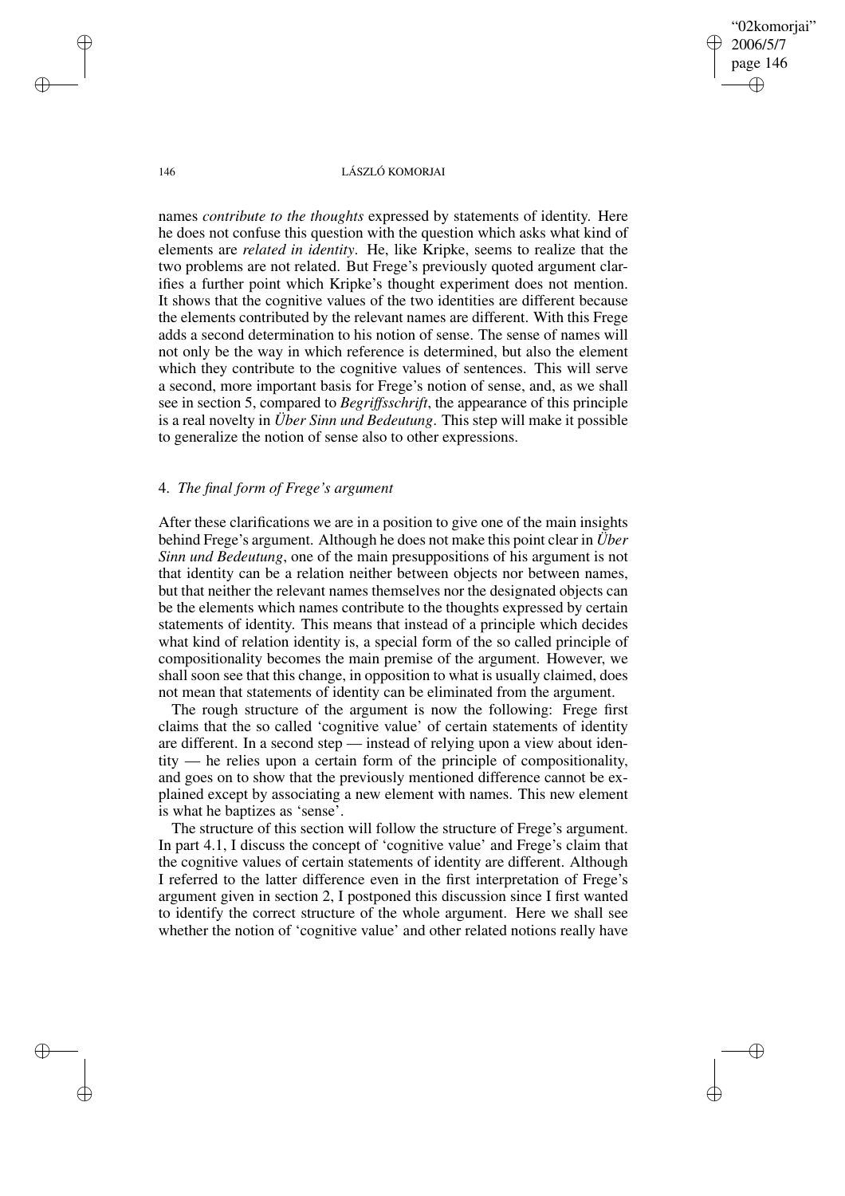names *contribute to the thoughts* expressed by statements of identity. Here he does not confuse this question with the question which asks what kind of elements are *related in identity*. He, like Kripke, seems to realize that the two problems are not related. But Frege's previously quoted argument clarifies a further point which Kripke's thought experiment does not mention. It shows that the cognitive values of the two identities are different because the elements contributed by the relevant names are different. With this Frege adds a second determination to his notion of sense. The sense of names will not only be the way in which reference is determined, but also the element which they contribute to the cognitive values of sentences. This will serve a second, more important basis for Frege's notion of sense, and, as we shall see in section 5, compared to *Begriffsschrift*, the appearance of this principle is a real novelty in *Über Sinn und Bedeutung*. This step will make it possible to generalize the notion of sense also to other expressions.

## 4. *The final form of Frege's argument*

After these clarifications we are in a position to give one of the main insights behind Frege's argument. Although he does not make this point clear in *Über Sinn und Bedeutung*, one of the main presuppositions of his argument is not that identity can be a relation neither between objects nor between names, but that neither the relevant names themselves nor the designated objects can be the elements which names contribute to the thoughts expressed by certain statements of identity. This means that instead of a principle which decides what kind of relation identity is, a special form of the so called principle of compositionality becomes the main premise of the argument. However, we shall soon see that this change, in opposition to what is usually claimed, does not mean that statements of identity can be eliminated from the argument.

The rough structure of the argument is now the following: Frege first claims that the so called 'cognitive value' of certain statements of identity are different. In a second step — instead of relying upon a view about identity — he relies upon a certain form of the principle of compositionality, and goes on to show that the previously mentioned difference cannot be explained except by associating a new element with names. This new element is what he baptizes as 'sense'.

The structure of this section will follow the structure of Frege's argument. In part 4.1, I discuss the concept of 'cognitive value' and Frege's claim that the cognitive values of certain statements of identity are different. Although I referred to the latter difference even in the first interpretation of Frege's argument given in section 2, I postponed this discussion since I first wanted to identify the correct structure of the whole argument. Here we shall see whether the notion of 'cognitive value' and other related notions really have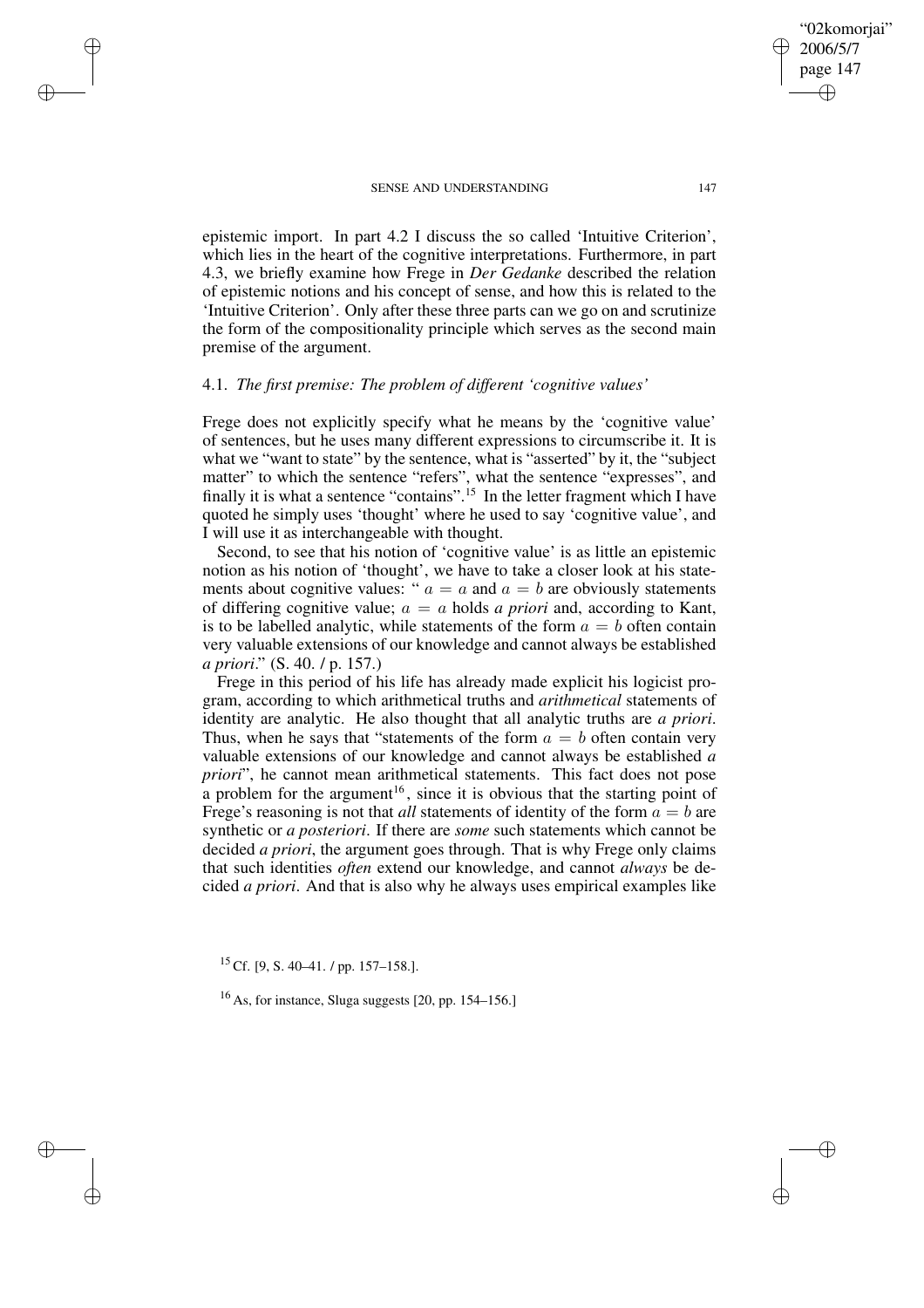epistemic import. In part 4.2 I discuss the so called 'Intuitive Criterion', which lies in the heart of the cognitive interpretations. Furthermore, in part 4.3, we briefly examine how Frege in *Der Gedanke* described the relation of epistemic notions and his concept of sense, and how this is related to the 'Intuitive Criterion'. Only after these three parts can we go on and scrutinize the form of the compositionality principle which serves as the second main premise of the argument.

### 4.1. *The first premise: The problem of different 'cognitive values'*

Frege does not explicitly specify what he means by the 'cognitive value' of sentences, but he uses many different expressions to circumscribe it. It is what we "want to state" by the sentence, what is "asserted" by it, the "subject matter" to which the sentence "refers", what the sentence "expresses", and finally it is what a sentence "contains".[15] In the letter fragment which I have quoted he simply uses 'thought' where he used to say 'cognitive value', and I will use it as interchangeable with thought.

Second, to see that his notion of 'cognitive value' is as little an epistemic notion as his notion of 'thought', we have to take a closer look at his statements about cognitive values: " $a = a$ and $a = b$ are obviously statements of differing cognitive value; $a = a$ holds *a priori* and, according to Kant, is to be labelled analytic, while statements of the form $a = b$ often contain very valuable extensions of our knowledge and cannot always be established *a priori*." (S. 40. / p. 157.)

Frege in this period of his life has already made explicit his logicist program, according to which arithmetical truths and *arithmetical* statements of identity are analytic. He also thought that all analytic truths are *a priori*. Thus, when he says that "statements of the form $a = b$ often contain very valuable extensions of our knowledge and cannot always be established *a priori*", he cannot mean arithmetical statements. This fact does not pose a problem for the argument[16], since it is obvious that the starting point of Frege's reasoning is not that *all* statements of identity of the form $a = b$ are synthetic or *a posteriori*. If there are *some* such statements which cannot be decided *a priori*, the argument goes through. That is why Frege only claims that such identities *often* extend our knowledge, and cannot *always* be decided *a priori*. And that is also why he always uses empirical examples like

[15] Cf. [9, S. 40–41. / pp. 157–158.].

[16] As, for instance, Sluga suggests [20, pp. 154–156.]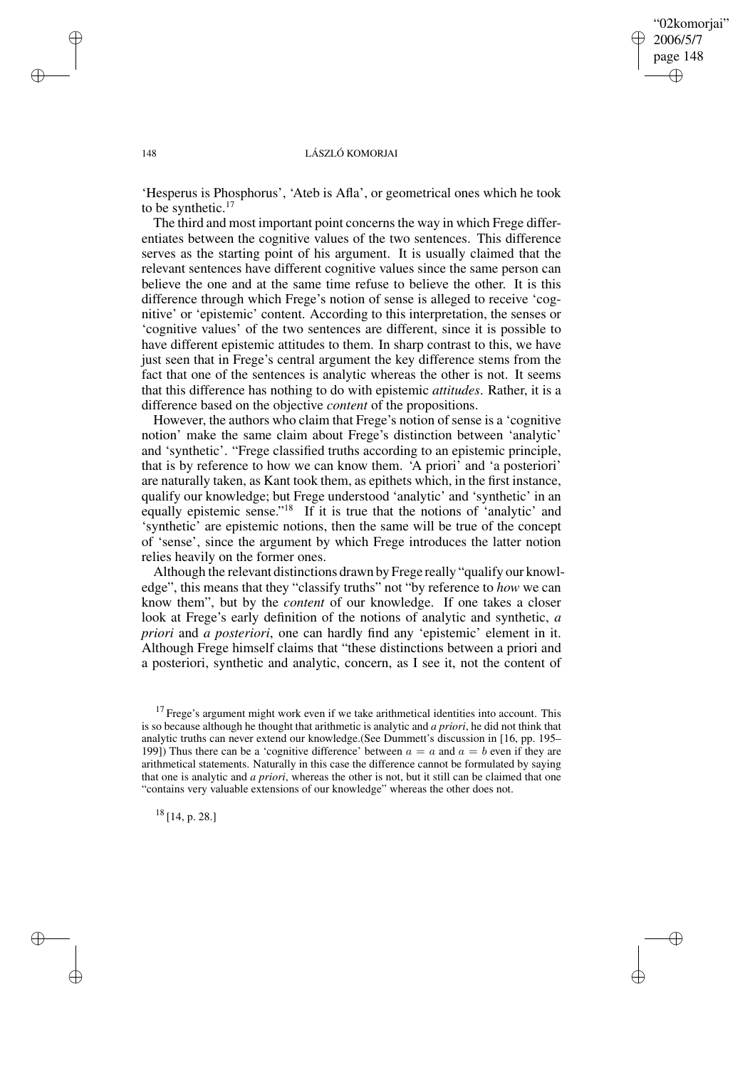'Hesperus is Phosphorus', 'Ateb is Afla', or geometrical ones which he took to be synthetic.[17]

The third and most important point concerns the way in which Frege differentiates between the cognitive values of the two sentences. This difference serves as the starting point of his argument. It is usually claimed that the relevant sentences have different cognitive values since the same person can believe the one and at the same time refuse to believe the other. It is this difference through which Frege's notion of sense is alleged to receive 'cognitive' or 'epistemic' content. According to this interpretation, the senses or 'cognitive values' of the two sentences are different, since it is possible to have different epistemic attitudes to them. In sharp contrast to this, we have just seen that in Frege's central argument the key difference stems from the fact that one of the sentences is analytic whereas the other is not. It seems that this difference has nothing to do with epistemic *attitudes*. Rather, it is a difference based on the objective *content* of the propositions.

However, the authors who claim that Frege's notion of sense is a 'cognitive notion' make the same claim about Frege's distinction between 'analytic' and 'synthetic'. "Frege classified truths according to an epistemic principle, that is by reference to how we can know them. 'A priori' and 'a posteriori' are naturally taken, as Kant took them, as epithets which, in the first instance, qualify our knowledge; but Frege understood 'analytic' and 'synthetic' in an equally epistemic sense."[18] If it is true that the notions of 'analytic' and 'synthetic' are epistemic notions, then the same will be true of the concept of 'sense', since the argument by which Frege introduces the latter notion relies heavily on the former ones.

Although the relevant distinctions drawn by Frege really "qualify our knowledge", this means that they "classify truths" not "by reference to *how* we can know them", but by the *content* of our knowledge. If one takes a closer look at Frege's early definition of the notions of analytic and synthetic, *a priori* and *a posteriori*, one can hardly find any 'epistemic' element in it. Although Frege himself claims that "these distinctions between a priori and a posteriori, synthetic and analytic, concern, as I see it, not the content of

[17] Frege's argument might work even if we take arithmetical identities into account. This is so because although he thought that arithmetic is analytic and *a priori*, he did not think that analytic truths can never extend our knowledge.(See Dummett's discussion in [16, pp. 195–199]) Thus there can be a 'cognitive difference' between $a = a$ and $a = b$ even if they are arithmetical statements. Naturally in this case the difference cannot be formulated by saying that one is analytic and *a priori*, whereas the other is not, but it still can be claimed that one "contains very valuable extensions of our knowledge" whereas the other does not.

[18] [14, p. 28.]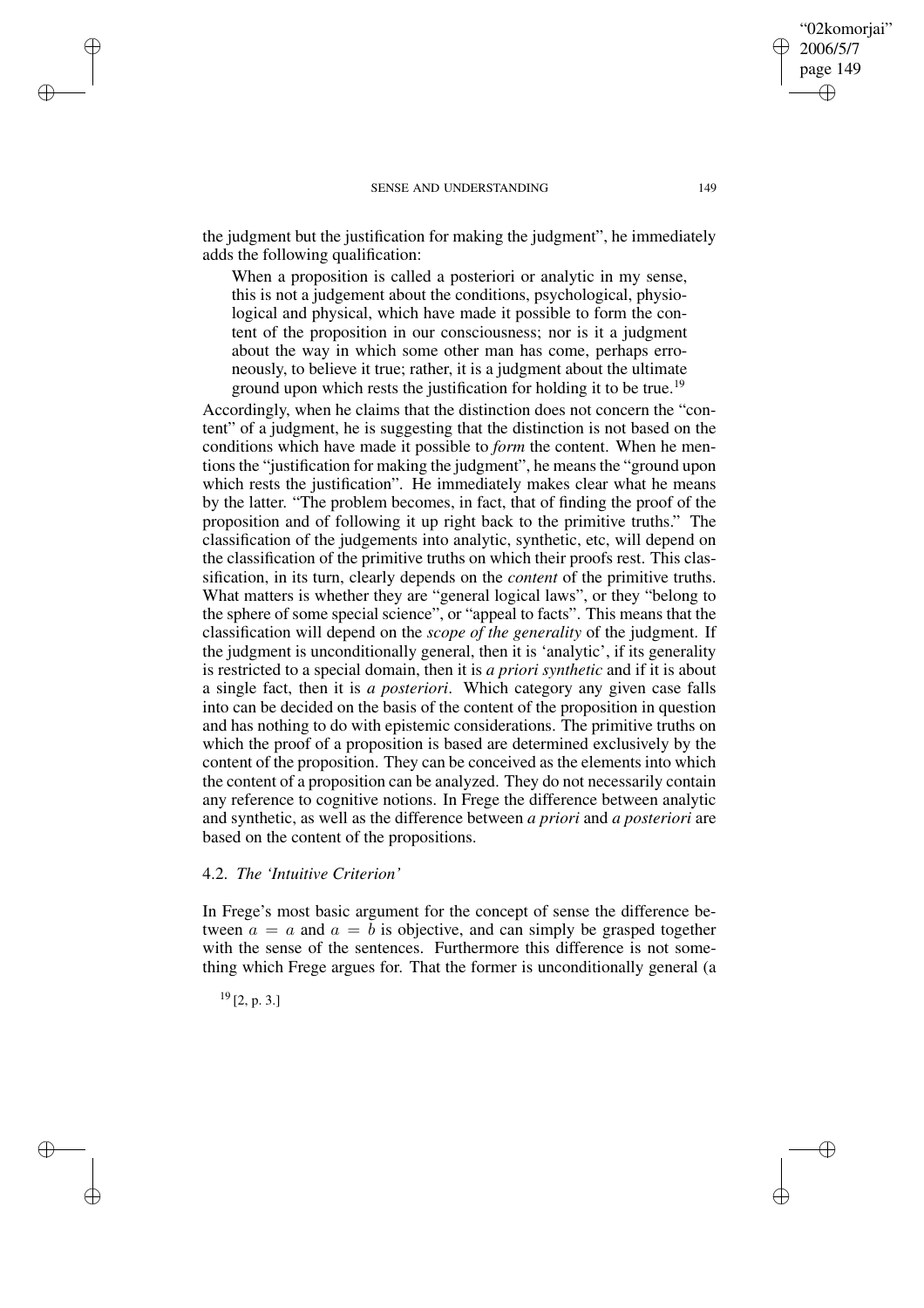the judgment but the justification for making the judgment", he immediately adds the following qualification:

> When a proposition is called a posteriori or analytic in my sense, this is not a judgement about the conditions, psychological, physiological and physical, which have made it possible to form the content of the proposition in our consciousness; nor is it a judgment about the way in which some other man has come, perhaps erroneously, to believe it true; rather, it is a judgment about the ultimate ground upon which rests the justification for holding it to be true.[19]

Accordingly, when he claims that the distinction does not concern the "content" of a judgment, he is suggesting that the distinction is not based on the conditions which have made it possible to *form* the content. When he mentions the "justification for making the judgment", he means the "ground upon which rests the justification". He immediately makes clear what he means by the latter. "The problem becomes, in fact, that of finding the proof of the proposition and of following it up right back to the primitive truths." The classification of the judgements into analytic, synthetic, etc, will depend on the classification of the primitive truths on which their proofs rest. This classification, in its turn, clearly depends on the *content* of the primitive truths. What matters is whether they are "general logical laws", or they "belong to the sphere of some special science", or "appeal to facts". This means that the classification will depend on the *scope of the generality* of the judgment. If the judgment is unconditionally general, then it is 'analytic', if its generality is restricted to a special domain, then it is *a priori synthetic* and if it is about a single fact, then it is *a posteriori*. Which category any given case falls into can be decided on the basis of the content of the proposition in question and has nothing to do with epistemic considerations. The primitive truths on which the proof of a proposition is based are determined exclusively by the content of the proposition. They can be conceived as the elements into which the content of a proposition can be analyzed. They do not necessarily contain any reference to cognitive notions. In Frege the difference between analytic and synthetic, as well as the difference between *a priori* and *a posteriori* are based on the content of the propositions.

### 4.2. *The 'Intuitive Criterion'*

In Frege's most basic argument for the concept of sense the difference between $a = a$ and $a = b$ is objective, and can simply be grasped together with the sense of the sentences. Furthermore this difference is not something which Frege argues for. That the former is unconditionally general (a

[19] [2, p. 3.]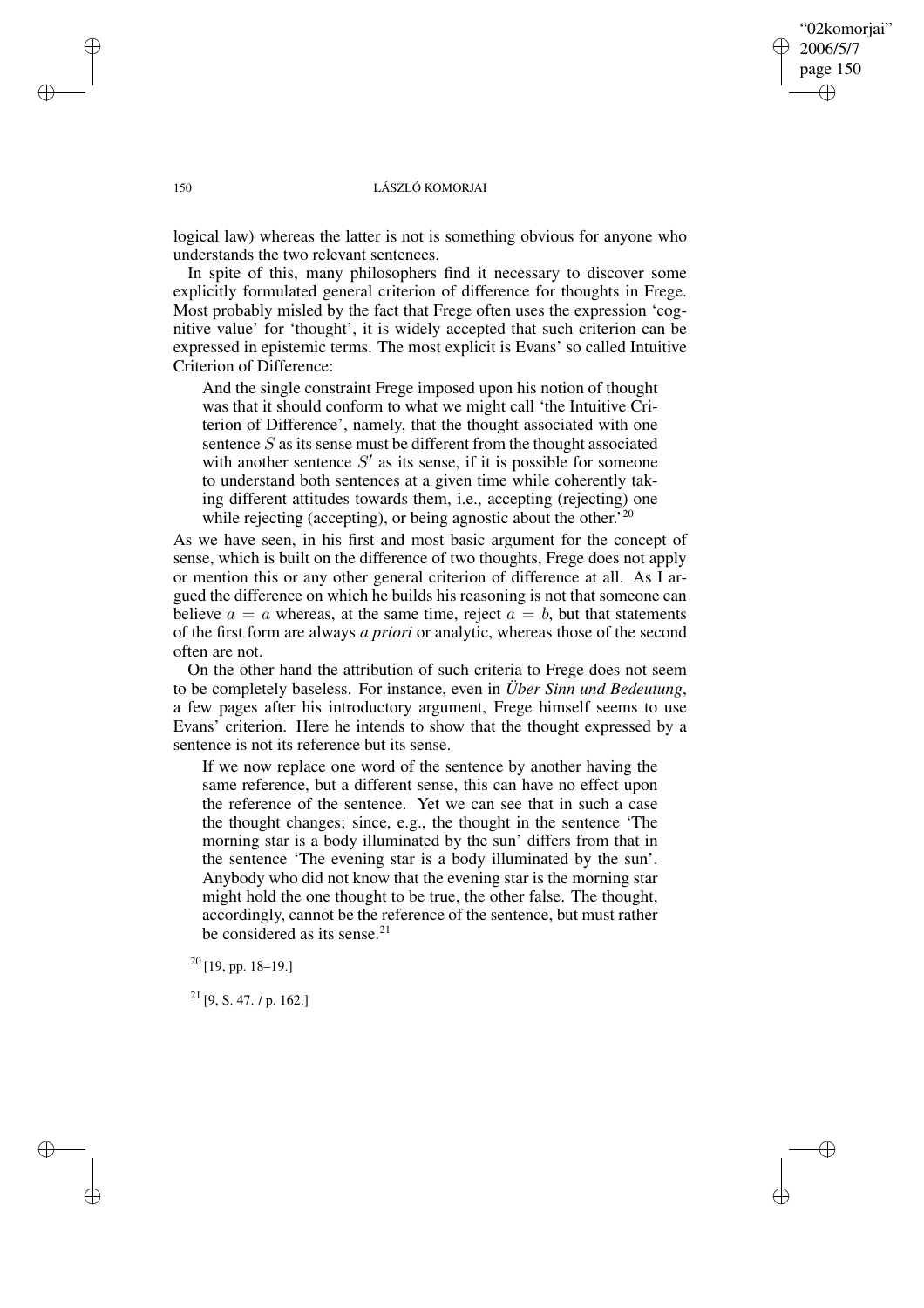logical law) whereas the latter is not is something obvious for anyone who understands the two relevant sentences.

In spite of this, many philosophers find it necessary to discover some explicitly formulated general criterion of difference for thoughts in Frege. Most probably misled by the fact that Frege often uses the expression 'cognitive value' for 'thought', it is widely accepted that such criterion can be expressed in epistemic terms. The most explicit is Evans' so called Intuitive Criterion of Difference:

> And the single constraint Frege imposed upon his notion of thought was that it should conform to what we might call 'the Intuitive Criterion of Difference', namely, that the thought associated with one sentence $S$ as its sense must be different from the thought associated with another sentence $S'$ as its sense, if it is possible for someone to understand both sentences at a given time while coherently taking different attitudes towards them, i.e., accepting (rejecting) one while rejecting (accepting), or being agnostic about the other.'[20]

As we have seen, in his first and most basic argument for the concept of sense, which is built on the difference of two thoughts, Frege does not apply or mention this or any other general criterion of difference at all. As I argued the difference on which he builds his reasoning is not that someone can believe $a = a$ whereas, at the same time, reject $a = b$, but that statements of the first form are always *a priori* or analytic, whereas those of the second often are not.

On the other hand the attribution of such criteria to Frege does not seem to be completely baseless. For instance, even in *Über Sinn und Bedeutung*, a few pages after his introductory argument, Frege himself seems to use Evans' criterion. Here he intends to show that the thought expressed by a sentence is not its reference but its sense.

> If we now replace one word of the sentence by another having the same reference, but a different sense, this can have no effect upon the reference of the sentence. Yet we can see that in such a case the thought changes; since, e.g., the thought in the sentence 'The morning star is a body illuminated by the sun' differs from that in the sentence 'The evening star is a body illuminated by the sun'. Anybody who did not know that the evening star is the morning star might hold the one thought to be true, the other false. The thought, accordingly, cannot be the reference of the sentence, but must rather be considered as its sense.[21]

[20] [19, pp. 18–19.]

[21] [9, S. 47. / p. 162.]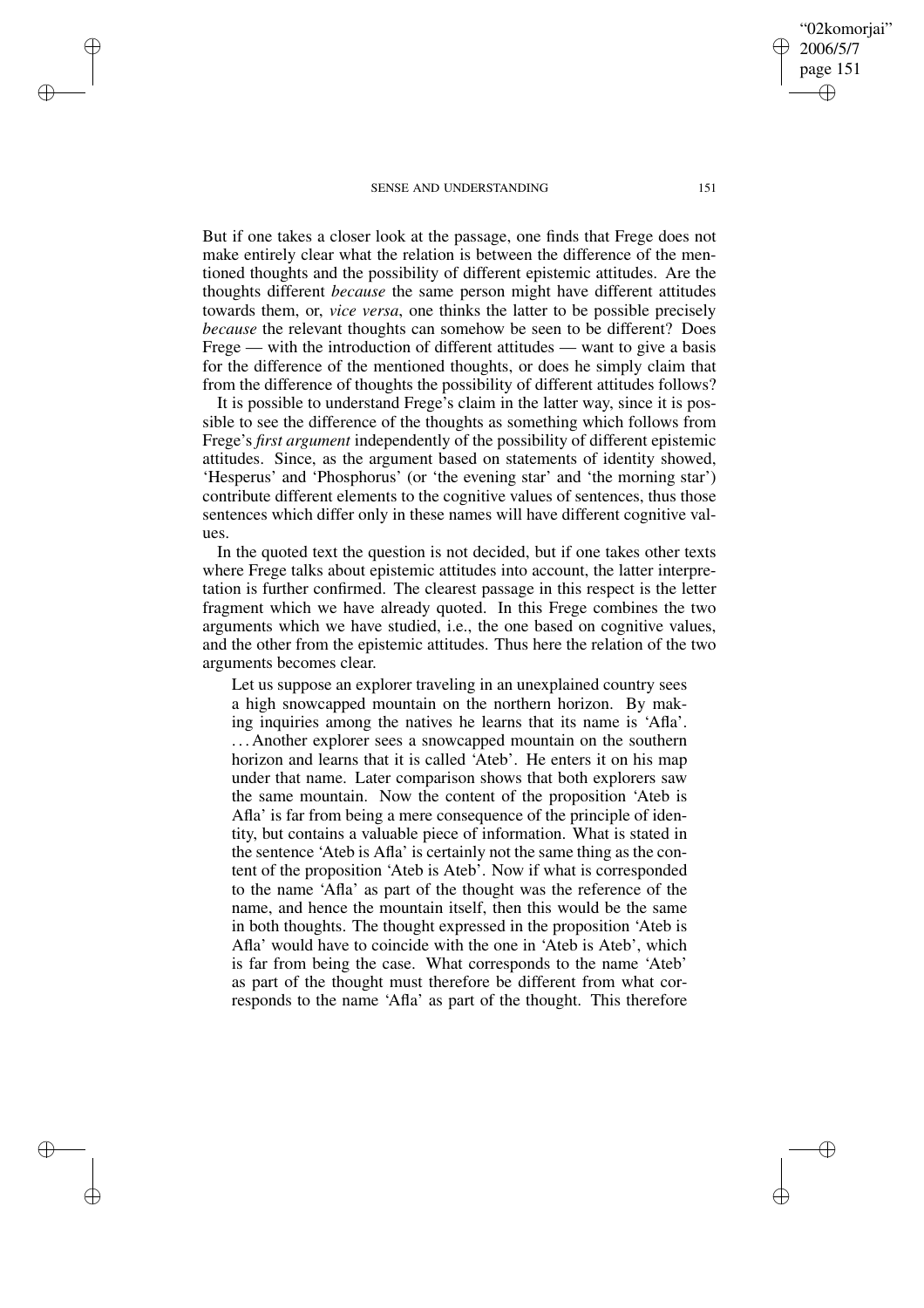But if one takes a closer look at the passage, one finds that Frege does not make entirely clear what the relation is between the difference of the mentioned thoughts and the possibility of different epistemic attitudes. Are the thoughts different *because* the same person might have different attitudes towards them, or, *vice versa*, one thinks the latter to be possible precisely *because* the relevant thoughts can somehow be seen to be different? Does Frege — with the introduction of different attitudes — want to give a basis for the difference of the mentioned thoughts, or does he simply claim that from the difference of thoughts the possibility of different attitudes follows?

It is possible to understand Frege's claim in the latter way, since it is possible to see the difference of the thoughts as something which follows from Frege's *first argument* independently of the possibility of different epistemic attitudes. Since, as the argument based on statements of identity showed, 'Hesperus' and 'Phosphorus' (or 'the evening star' and 'the morning star') contribute different elements to the cognitive values of sentences, thus those sentences which differ only in these names will have different cognitive values.

In the quoted text the question is not decided, but if one takes other texts where Frege talks about epistemic attitudes into account, the latter interpretation is further confirmed. The clearest passage in this respect is the letter fragment which we have already quoted. In this Frege combines the two arguments which we have studied, i.e., the one based on cognitive values, and the other from the epistemic attitudes. Thus here the relation of the two arguments becomes clear.

> Let us suppose an explorer traveling in an unexplained country sees a high snowcapped mountain on the northern horizon. By making inquiries among the natives he learns that its name is 'Afla'. ... Another explorer sees a snowcapped mountain on the southern horizon and learns that it is called 'Ateb'. He enters it on his map under that name. Later comparison shows that both explorers saw the same mountain. Now the content of the proposition 'Ateb is Afla' is far from being a mere consequence of the principle of identity, but contains a valuable piece of information. What is stated in the sentence 'Ateb is Afla' is certainly not the same thing as the content of the proposition 'Ateb is Ateb'. Now if what is corresponded to the name 'Afla' as part of the thought was the reference of the name, and hence the mountain itself, then this would be the same in both thoughts. The thought expressed in the proposition 'Ateb is Afla' would have to coincide with the one in 'Ateb is Ateb', which is far from being the case. What corresponds to the name 'Ateb' as part of the thought must therefore be different from what corresponds to the name 'Afla' as part of the thought. This therefore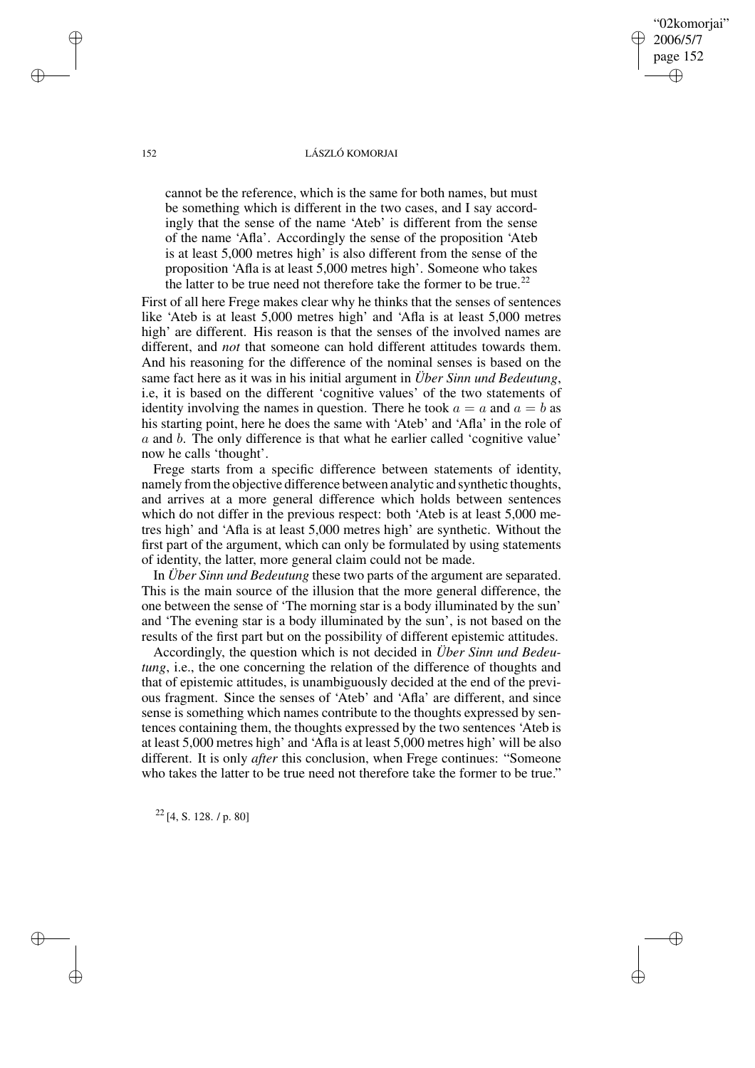> cannot be the reference, which is the same for both names, but must be something which is different in the two cases, and I say accordingly that the sense of the name 'Ateb' is different from the sense of the name 'Afla'. Accordingly the sense of the proposition 'Ateb is at least 5,000 metres high' is also different from the sense of the proposition 'Afla is at least 5,000 metres high'. Someone who takes the latter to be true need not therefore take the former to be true.[22]

First of all here Frege makes clear why he thinks that the senses of sentences like 'Ateb is at least 5,000 metres high' and 'Afla is at least 5,000 metres high' are different. His reason is that the senses of the involved names are different, and *not* that someone can hold different attitudes towards them. And his reasoning for the difference of the nominal senses is based on the same fact here as it was in his initial argument in *Über Sinn und Bedeutung*, i.e, it is based on the different 'cognitive values' of the two statements of identity involving the names in question. There he took $a = a$ and $a = b$ as his starting point, here he does the same with 'Ateb' and 'Afla' in the role of $a$ and $b$. The only difference is that what he earlier called 'cognitive value' now he calls 'thought'.

Frege starts from a specific difference between statements of identity, namely from the objective difference between analytic and synthetic thoughts, and arrives at a more general difference which holds between sentences which do not differ in the previous respect: both 'Ateb is at least 5,000 metres high' and 'Afla is at least 5,000 metres high' are synthetic. Without the first part of the argument, which can only be formulated by using statements of identity, the latter, more general claim could not be made.

In *Über Sinn und Bedeutung* these two parts of the argument are separated. This is the main source of the illusion that the more general difference, the one between the sense of 'The morning star is a body illuminated by the sun' and 'The evening star is a body illuminated by the sun', is not based on the results of the first part but on the possibility of different epistemic attitudes.

Accordingly, the question which is not decided in *Über Sinn und Bedeutung*, i.e., the one concerning the relation of the difference of thoughts and that of epistemic attitudes, is unambiguously decided at the end of the previous fragment. Since the senses of 'Ateb' and 'Afla' are different, and since sense is something which names contribute to the thoughts expressed by sentences containing them, the thoughts expressed by the two sentences 'Ateb is at least 5,000 metres high' and 'Afla is at least 5,000 metres high' will be also different. It is only *after* this conclusion, when Frege continues: "Someone who takes the latter to be true need not therefore take the former to be true."

[22] [4, S. 128. / p. 80]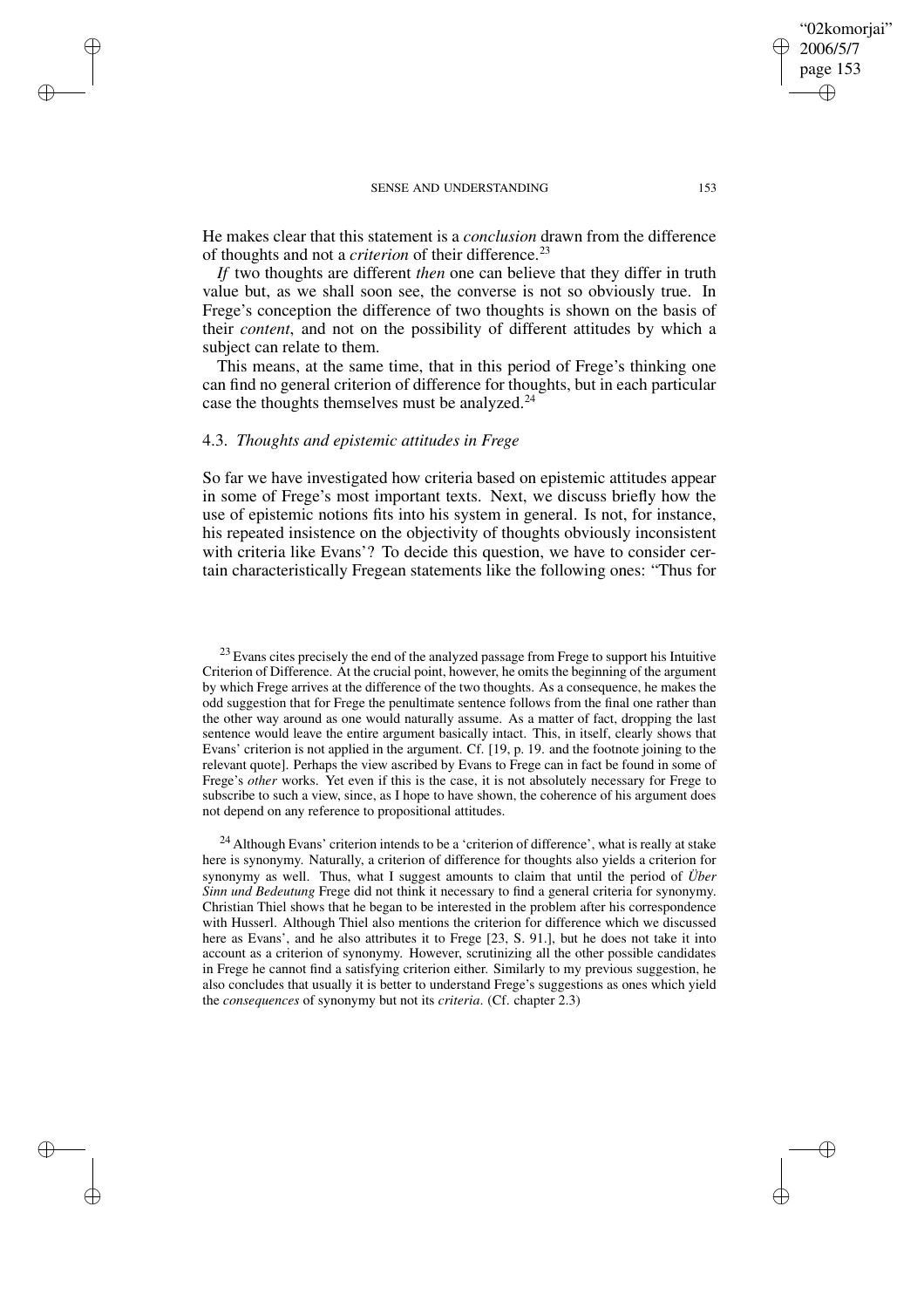He makes clear that this statement is a *conclusion* drawn from the difference of thoughts and not a *criterion* of their difference.[23]

*If* two thoughts are different *then* one can believe that they differ in truth value but, as we shall soon see, the converse is not so obviously true. In Frege's conception the difference of two thoughts is shown on the basis of their *content*, and not on the possibility of different attitudes by which a subject can relate to them.

This means, at the same time, that in this period of Frege's thinking one can find no general criterion of difference for thoughts, but in each particular case the thoughts themselves must be analyzed.[24]

### 4.3. *Thoughts and epistemic attitudes in Frege*

So far we have investigated how criteria based on epistemic attitudes appear in some of Frege's most important texts. Next, we discuss briefly how the use of epistemic notions fits into his system in general. Is not, for instance, his repeated insistence on the objectivity of thoughts obviously inconsistent with criteria like Evans'? To decide this question, we have to consider certain characteristically Fregean statements like the following ones: "Thus for

---

[23] Evans cites precisely the end of the analyzed passage from Frege to support his Intuitive Criterion of Difference. At the crucial point, however, he omits the beginning of the argument by which Frege arrives at the difference of the two thoughts. As a consequence, he makes the odd suggestion that for Frege the penultimate sentence follows from the final one rather than the other way around as one would naturally assume. As a matter of fact, dropping the last sentence would leave the entire argument basically intact. This, in itself, clearly shows that Evans' criterion is not applied in the argument. Cf. [19, p. 19. and the footnote joining to the relevant quote]. Perhaps the view ascribed by Evans to Frege can in fact be found in some of Frege's *other* works. Yet even if this is the case, it is not absolutely necessary for Frege to subscribe to such a view, since, as I hope to have shown, the coherence of his argument does not depend on any reference to propositional attitudes.

[24] Although Evans' criterion intends to be a 'criterion of difference', what is really at stake here is synonymy. Naturally, a criterion of difference for thoughts also yields a criterion for synonymy as well. Thus, what I suggest amounts to claim that until the period of *Über Sinn und Bedeutung* Frege did not think it necessary to find a general criteria for synonymy. Christian Thiel shows that he began to be interested in the problem after his correspondence with Husserl. Although Thiel also mentions the criterion for difference which we discussed here as Evans', and he also attributes it to Frege [23, S. 91.], but he does not take it into account as a criterion of synonymy. However, scrutinizing all the other possible candidates in Frege he cannot find a satisfying criterion either. Similarly to my previous suggestion, he also concludes that usually it is better to understand Frege's suggestions as ones which yield the *consequences* of synonymy but not its *criteria*. (Cf. chapter 2.3)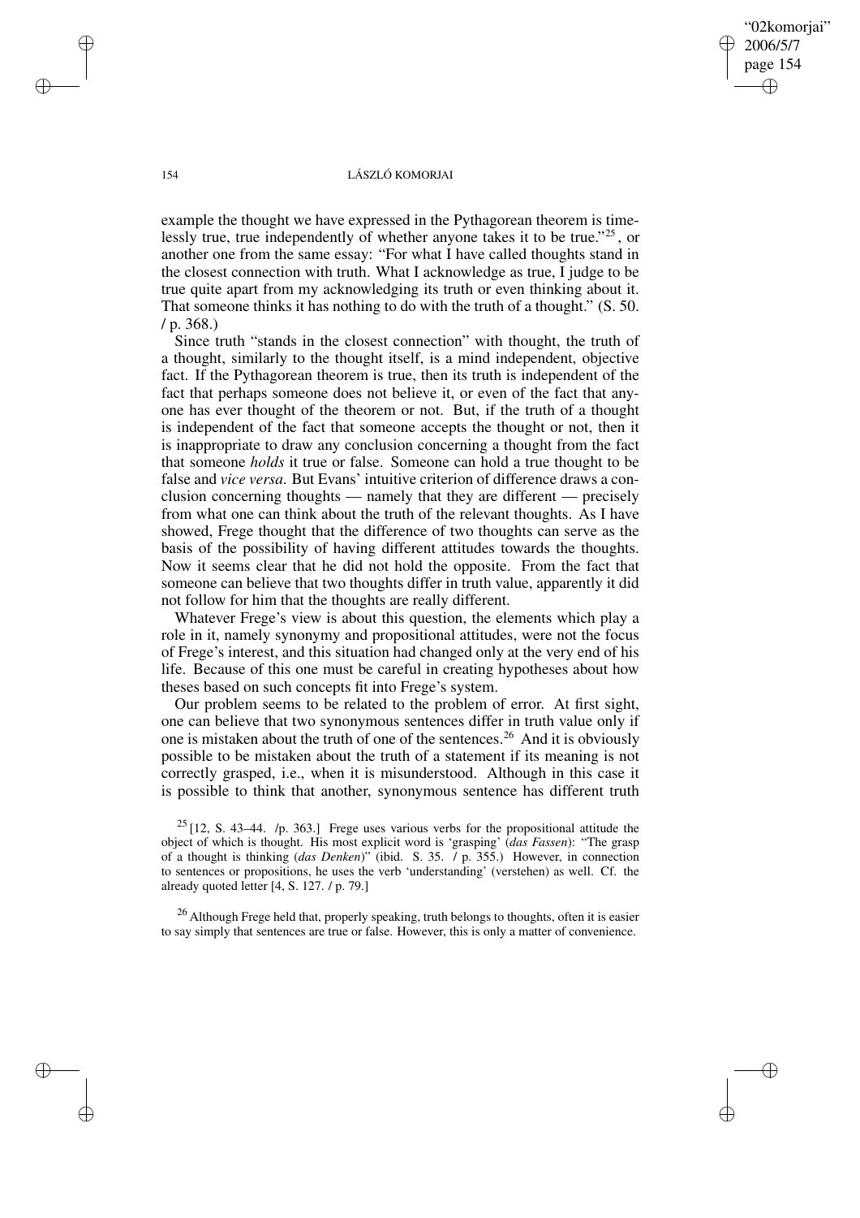example the thought we have expressed in the Pythagorean theorem is timelessly true, true independently of whether anyone takes it to be true."[25], or another one from the same essay: "For what I have called thoughts stand in the closest connection with truth. What I acknowledge as true, I judge to be true quite apart from my acknowledging its truth or even thinking about it. That someone thinks it has nothing to do with the truth of a thought." (S. 50. / p. 368.)

Since truth "stands in the closest connection" with thought, the truth of a thought, similarly to the thought itself, is a mind independent, objective fact. If the Pythagorean theorem is true, then its truth is independent of the fact that perhaps someone does not believe it, or even of the fact that anyone has ever thought of the theorem or not. But, if the truth of a thought is independent of the fact that someone accepts the thought or not, then it is inappropriate to draw any conclusion concerning a thought from the fact that someone *holds* it true or false. Someone can hold a true thought to be false and *vice versa*. But Evans' intuitive criterion of difference draws a conclusion concerning thoughts — namely that they are different — precisely from what one can think about the truth of the relevant thoughts. As I have showed, Frege thought that the difference of two thoughts can serve as the basis of the possibility of having different attitudes towards the thoughts. Now it seems clear that he did not hold the opposite. From the fact that someone can believe that two thoughts differ in truth value, apparently it did not follow for him that the thoughts are really different.

Whatever Frege's view is about this question, the elements which play a role in it, namely synonymy and propositional attitudes, were not the focus of Frege's interest, and this situation had changed only at the very end of his life. Because of this one must be careful in creating hypotheses about how theses based on such concepts fit into Frege's system.

Our problem seems to be related to the problem of error. At first sight, one can believe that two synonymous sentences differ in truth value only if one is mistaken about the truth of one of the sentences.[26] And it is obviously possible to be mistaken about the truth of a statement if its meaning is not correctly grasped, i.e., when it is misunderstood. Although in this case it is possible to think that another, synonymous sentence has different truth

[25] [12, S. 43–44. /p. 363.] Frege uses various verbs for the propositional attitude the object of which is thought. His most explicit word is 'grasping' (*das Fassen*): "The grasp of a thought is thinking (*das Denken*)" (ibid. S. 35. / p. 355.) However, in connection to sentences or propositions, he uses the verb 'understanding' (verstehen) as well. Cf. the already quoted letter [4, S. 127. / p. 79.]

[26] Although Frege held that, properly speaking, truth belongs to thoughts, often it is easier to say simply that sentences are true or false. However, this is only a matter of convenience.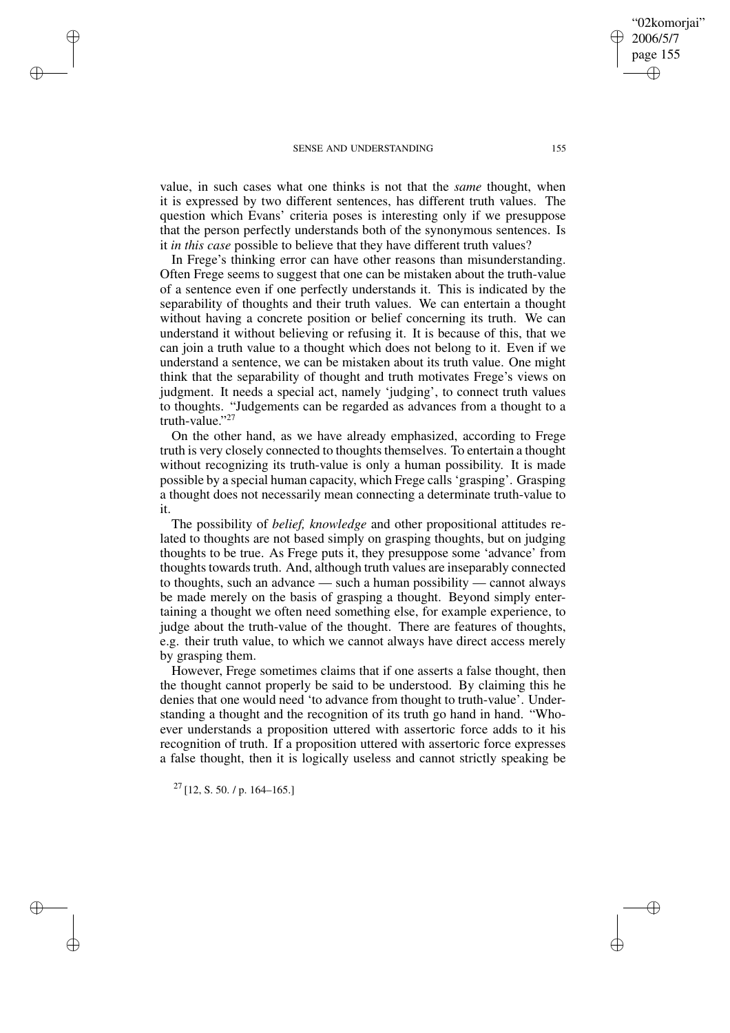value, in such cases what one thinks is not that the *same* thought, when it is expressed by two different sentences, has different truth values. The question which Evans' criteria poses is interesting only if we presuppose that the person perfectly understands both of the synonymous sentences. Is it *in this case* possible to believe that they have different truth values?

In Frege's thinking error can have other reasons than misunderstanding. Often Frege seems to suggest that one can be mistaken about the truth-value of a sentence even if one perfectly understands it. This is indicated by the separability of thoughts and their truth values. We can entertain a thought without having a concrete position or belief concerning its truth. We can understand it without believing or refusing it. It is because of this, that we can join a truth value to a thought which does not belong to it. Even if we understand a sentence, we can be mistaken about its truth value. One might think that the separability of thought and truth motivates Frege's views on judgment. It needs a special act, namely 'judging', to connect truth values to thoughts. "Judgements can be regarded as advances from a thought to a truth-value."[27]

On the other hand, as we have already emphasized, according to Frege truth is very closely connected to thoughts themselves. To entertain a thought without recognizing its truth-value is only a human possibility. It is made possible by a special human capacity, which Frege calls 'grasping'. Grasping a thought does not necessarily mean connecting a determinate truth-value to it.

The possibility of *belief, knowledge* and other propositional attitudes related to thoughts are not based simply on grasping thoughts, but on judging thoughts to be true. As Frege puts it, they presuppose some 'advance' from thoughts towards truth. And, although truth values are inseparably connected to thoughts, such an advance — such a human possibility — cannot always be made merely on the basis of grasping a thought. Beyond simply entertaining a thought we often need something else, for example experience, to judge about the truth-value of the thought. There are features of thoughts, e.g. their truth value, to which we cannot always have direct access merely by grasping them.

However, Frege sometimes claims that if one asserts a false thought, then the thought cannot properly be said to be understood. By claiming this he denies that one would need 'to advance from thought to truth-value'. Understanding a thought and the recognition of its truth go hand in hand. "Whoever understands a proposition uttered with assertoric force adds to it his recognition of truth. If a proposition uttered with assertoric force expresses a false thought, then it is logically useless and cannot strictly speaking be

[27] [12, S. 50. / p. 164–165.]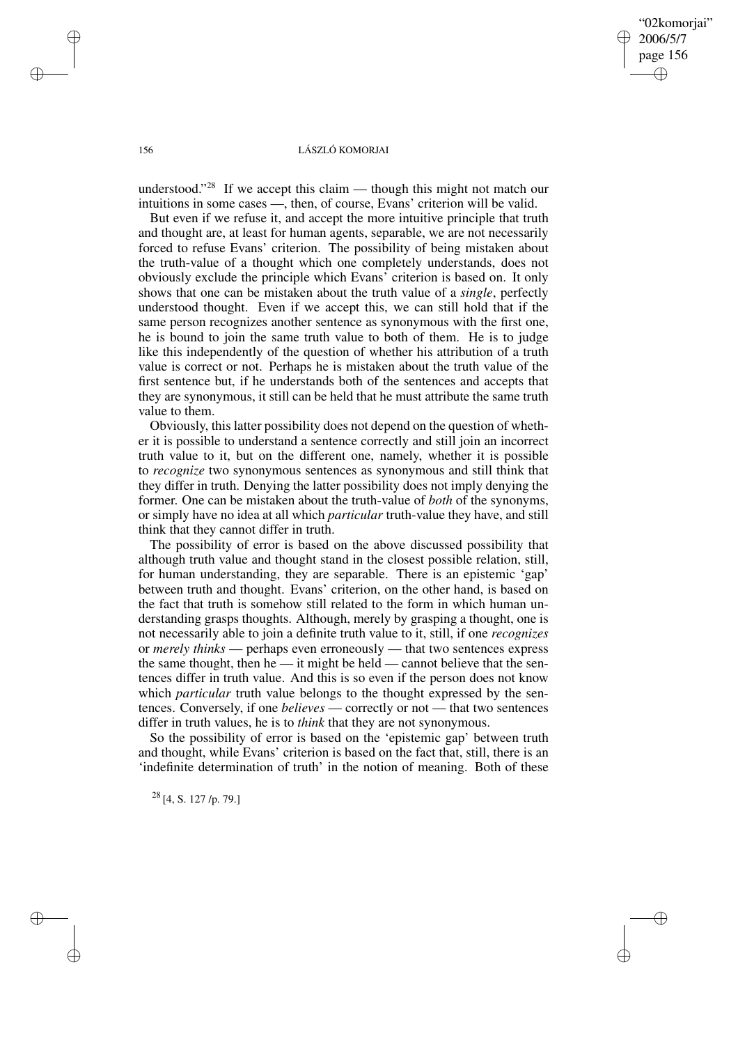understood."[28] If we accept this claim — though this might not match our intuitions in some cases —, then, of course, Evans' criterion will be valid.

But even if we refuse it, and accept the more intuitive principle that truth and thought are, at least for human agents, separable, we are not necessarily forced to refuse Evans' criterion. The possibility of being mistaken about the truth-value of a thought which one completely understands, does not obviously exclude the principle which Evans' criterion is based on. It only shows that one can be mistaken about the truth value of a *single*, perfectly understood thought. Even if we accept this, we can still hold that if the same person recognizes another sentence as synonymous with the first one, he is bound to join the same truth value to both of them. He is to judge like this independently of the question of whether his attribution of a truth value is correct or not. Perhaps he is mistaken about the truth value of the first sentence but, if he understands both of the sentences and accepts that they are synonymous, it still can be held that he must attribute the same truth value to them.

Obviously, this latter possibility does not depend on the question of whether it is possible to understand a sentence correctly and still join an incorrect truth value to it, but on the different one, namely, whether it is possible to *recognize* two synonymous sentences as synonymous and still think that they differ in truth. Denying the latter possibility does not imply denying the former. One can be mistaken about the truth-value of *both* of the synonyms, or simply have no idea at all which *particular* truth-value they have, and still think that they cannot differ in truth.

The possibility of error is based on the above discussed possibility that although truth value and thought stand in the closest possible relation, still, for human understanding, they are separable. There is an epistemic 'gap' between truth and thought. Evans' criterion, on the other hand, is based on the fact that truth is somehow still related to the form in which human understanding grasps thoughts. Although, merely by grasping a thought, one is not necessarily able to join a definite truth value to it, still, if one *recognizes* or *merely thinks* — perhaps even erroneously — that two sentences express the same thought, then he — it might be held — cannot believe that the sentences differ in truth value. And this is so even if the person does not know which *particular* truth value belongs to the thought expressed by the sentences. Conversely, if one *believes* — correctly or not — that two sentences differ in truth values, he is to *think* that they are not synonymous.

So the possibility of error is based on the 'epistemic gap' between truth and thought, while Evans' criterion is based on the fact that, still, there is an 'indefinite determination of truth' in the notion of meaning. Both of these

[28] [4, S. 127 /p. 79.]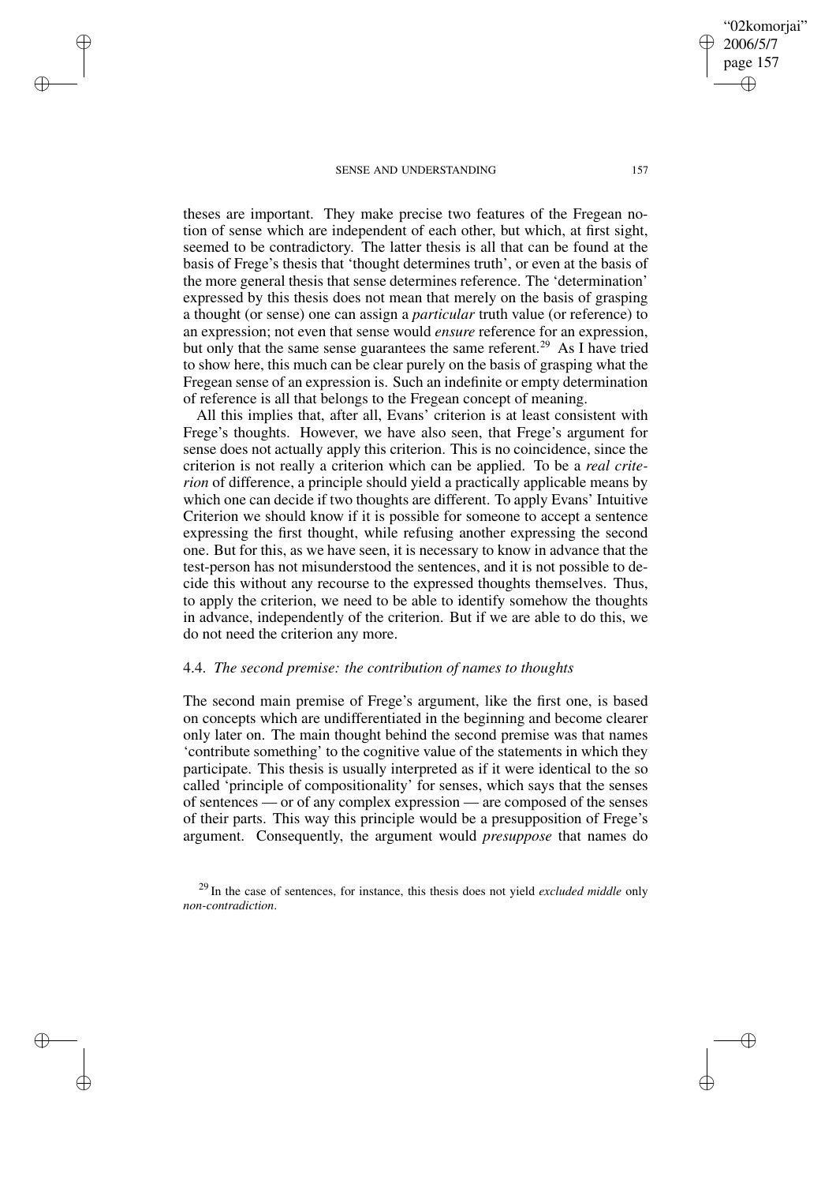theses are important. They make precise two features of the Fregean notion of sense which are independent of each other, but which, at first sight, seemed to be contradictory. The latter thesis is all that can be found at the basis of Frege's thesis that 'thought determines truth', or even at the basis of the more general thesis that sense determines reference. The 'determination' expressed by this thesis does not mean that merely on the basis of grasping a thought (or sense) one can assign a *particular* truth value (or reference) to an expression; not even that sense would *ensure* reference for an expression, but only that the same sense guarantees the same referent.[29] As I have tried to show here, this much can be clear purely on the basis of grasping what the Fregean sense of an expression is. Such an indefinite or empty determination of reference is all that belongs to the Fregean concept of meaning.

All this implies that, after all, Evans' criterion is at least consistent with Frege's thoughts. However, we have also seen, that Frege's argument for sense does not actually apply this criterion. This is no coincidence, since the criterion is not really a criterion which can be applied. To be a *real criterion* of difference, a principle should yield a practically applicable means by which one can decide if two thoughts are different. To apply Evans' Intuitive Criterion we should know if it is possible for someone to accept a sentence expressing the first thought, while refusing another expressing the second one. But for this, as we have seen, it is necessary to know in advance that the test-person has not misunderstood the sentences, and it is not possible to decide this without any recourse to the expressed thoughts themselves. Thus, to apply the criterion, we need to be able to identify somehow the thoughts in advance, independently of the criterion. But if we are able to do this, we do not need the criterion any more.

### 4.4. *The second premise: the contribution of names to thoughts*

The second main premise of Frege's argument, like the first one, is based on concepts which are undifferentiated in the beginning and become clearer only later on. The main thought behind the second premise was that names 'contribute something' to the cognitive value of the statements in which they participate. This thesis is usually interpreted as if it were identical to the so called 'principle of compositionality' for senses, which says that the senses of sentences — or of any complex expression — are composed of the senses of their parts. This way this principle would be a presupposition of Frege's argument. Consequently, the argument would *presuppose* that names do

[29] In the case of sentences, for instance, this thesis does not yield *excluded middle* only *non-contradiction*.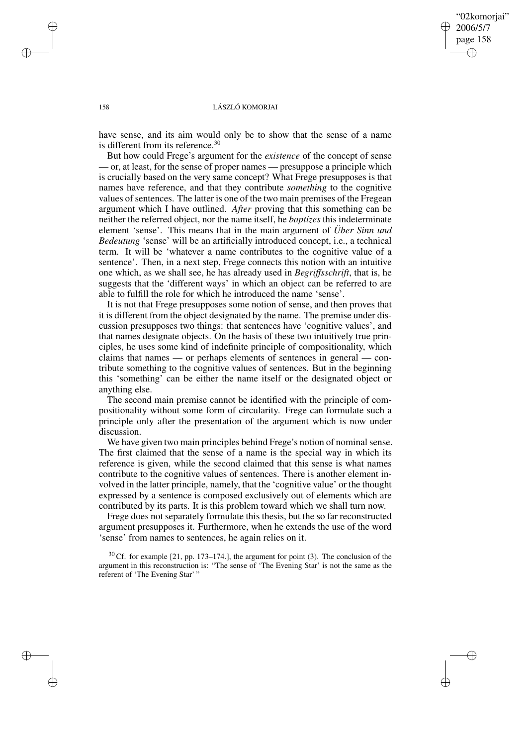have sense, and its aim would only be to show that the sense of a name is different from its reference.[30]

But how could Frege's argument for the *existence* of the concept of sense — or, at least, for the sense of proper names — presuppose a principle which is crucially based on the very same concept? What Frege presupposes is that names have reference, and that they contribute *something* to the cognitive values of sentences. The latter is one of the two main premises of the Fregean argument which I have outlined. *After* proving that this something can be neither the referred object, nor the name itself, he *baptizes* this indeterminate element 'sense'. This means that in the main argument of *Über Sinn und Bedeutung* 'sense' will be an artificially introduced concept, i.e., a technical term. It will be 'whatever a name contributes to the cognitive value of a sentence'. Then, in a next step, Frege connects this notion with an intuitive one which, as we shall see, he has already used in *Begriffsschrift*, that is, he suggests that the 'different ways' in which an object can be referred to are able to fulfill the role for which he introduced the name 'sense'.

It is not that Frege presupposes some notion of sense, and then proves that it is different from the object designated by the name. The premise under discussion presupposes two things: that sentences have 'cognitive values', and that names designate objects. On the basis of these two intuitively true principles, he uses some kind of indefinite principle of compositionality, which claims that names — or perhaps elements of sentences in general — contribute something to the cognitive values of sentences. But in the beginning this 'something' can be either the name itself or the designated object or anything else.

The second main premise cannot be identified with the principle of compositionality without some form of circularity. Frege can formulate such a principle only after the presentation of the argument which is now under discussion.

We have given two main principles behind Frege's notion of nominal sense. The first claimed that the sense of a name is the special way in which its reference is given, while the second claimed that this sense is what names contribute to the cognitive values of sentences. There is another element involved in the latter principle, namely, that the 'cognitive value' or the thought expressed by a sentence is composed exclusively out of elements which are contributed by its parts. It is this problem toward which we shall turn now.

Frege does not separately formulate this thesis, but the so far reconstructed argument presupposes it. Furthermore, when he extends the use of the word 'sense' from names to sentences, he again relies on it.

[30] Cf. for example [21, pp. 173–174.], the argument for point (3). The conclusion of the argument in this reconstruction is: "The sense of 'The Evening Star' is not the same as the referent of 'The Evening Star' "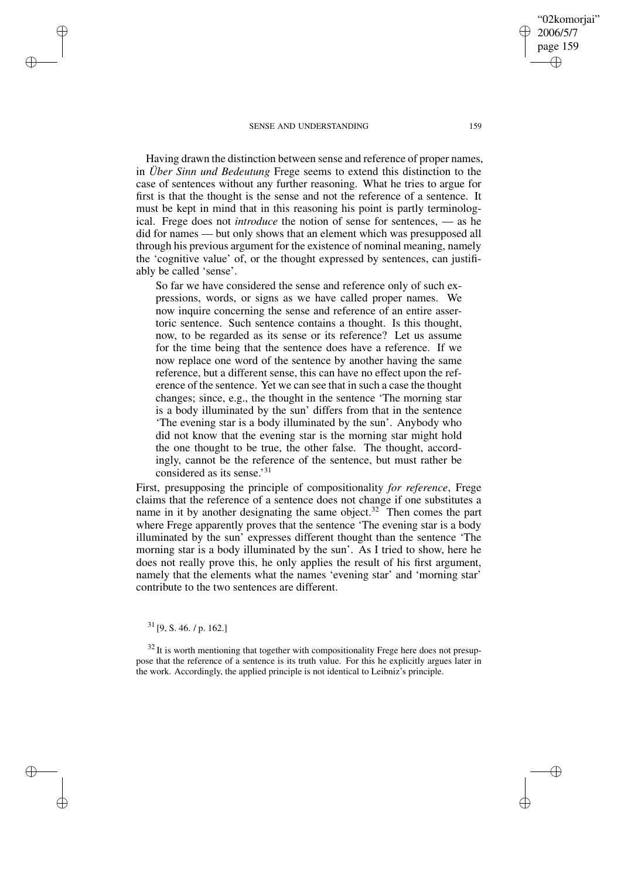Having drawn the distinction between sense and reference of proper names, in *Über Sinn und Bedeutung* Frege seems to extend this distinction to the case of sentences without any further reasoning. What he tries to argue for first is that the thought is the sense and not the reference of a sentence. It must be kept in mind that in this reasoning his point is partly terminological. Frege does not *introduce* the notion of sense for sentences, — as he did for names — but only shows that an element which was presupposed all through his previous argument for the existence of nominal meaning, namely the 'cognitive value' of, or the thought expressed by sentences, can justifiably be called 'sense'.

> So far we have considered the sense and reference only of such expressions, words, or signs as we have called proper names. We now inquire concerning the sense and reference of an entire assertoric sentence. Such sentence contains a thought. Is this thought, now, to be regarded as its sense or its reference? Let us assume for the time being that the sentence does have a reference. If we now replace one word of the sentence by another having the same reference, but a different sense, this can have no effect upon the reference of the sentence. Yet we can see that in such a case the thought changes; since, e.g., the thought in the sentence 'The morning star is a body illuminated by the sun' differs from that in the sentence 'The evening star is a body illuminated by the sun'. Anybody who did not know that the evening star is the morning star might hold the one thought to be true, the other false. The thought, accordingly, cannot be the reference of the sentence, but must rather be considered as its sense.'[31]

First, presupposing the principle of compositionality *for reference*, Frege claims that the reference of a sentence does not change if one substitutes a name in it by another designating the same object.[32] Then comes the part where Frege apparently proves that the sentence 'The evening star is a body illuminated by the sun' expresses different thought than the sentence 'The morning star is a body illuminated by the sun'. As I tried to show, here he does not really prove this, he only applies the result of his first argument, namely that the elements what the names 'evening star' and 'morning star' contribute to the two sentences are different.

[31] [9, S. 46. / p. 162.]

[32] It is worth mentioning that together with compositionality Frege here does not presuppose that the reference of a sentence is its truth value. For this he explicitly argues later in the work. Accordingly, the applied principle is not identical to Leibniz's principle.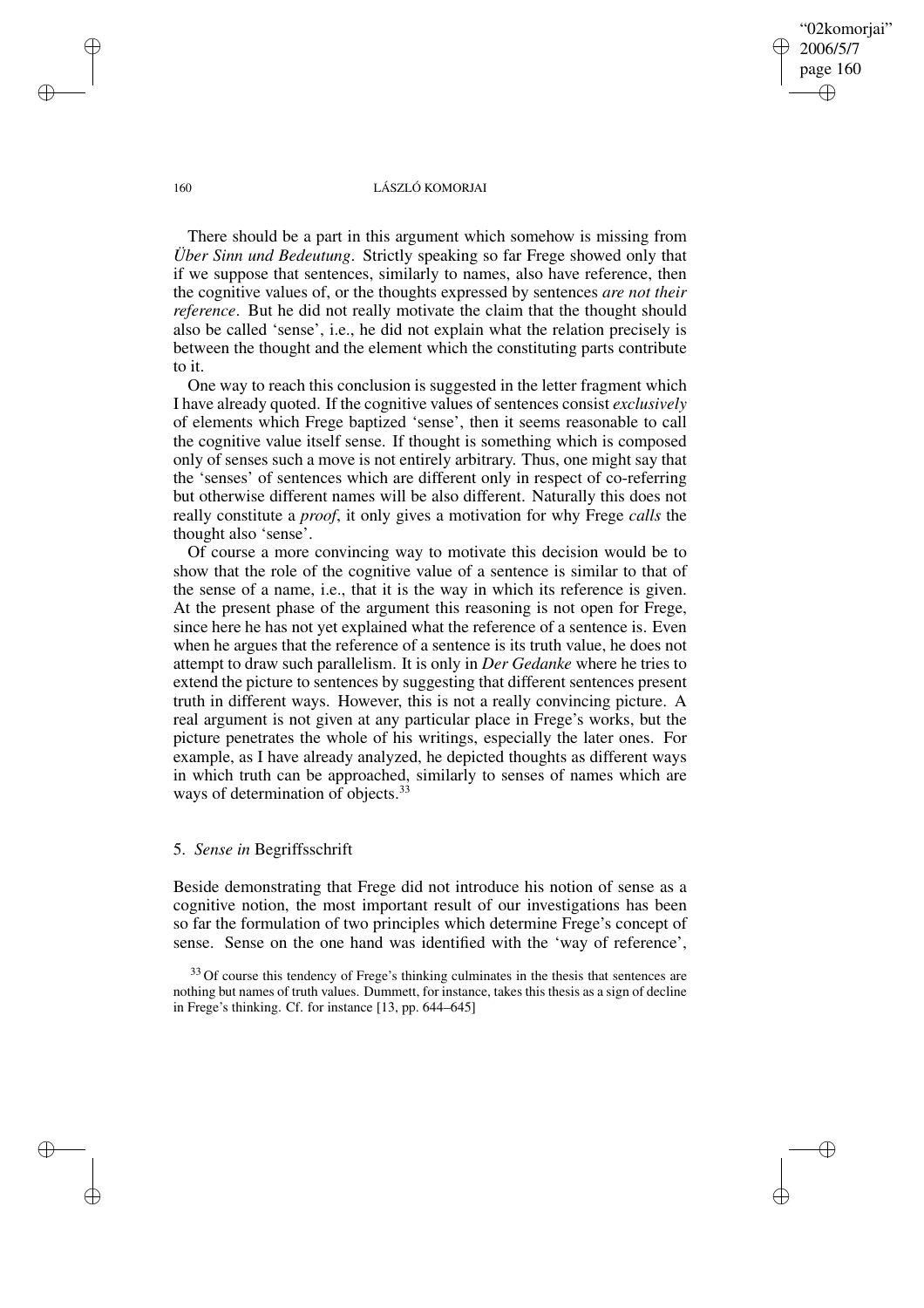There should be a part in this argument which somehow is missing from *Über Sinn und Bedeutung*. Strictly speaking so far Frege showed only that if we suppose that sentences, similarly to names, also have reference, then the cognitive values of, or the thoughts expressed by sentences *are not their reference*. But he did not really motivate the claim that the thought should also be called 'sense', i.e., he did not explain what the relation precisely is between the thought and the element which the constituting parts contribute to it.

One way to reach this conclusion is suggested in the letter fragment which I have already quoted. If the cognitive values of sentences consist *exclusively* of elements which Frege baptized 'sense', then it seems reasonable to call the cognitive value itself sense. If thought is something which is composed only of senses such a move is not entirely arbitrary. Thus, one might say that the 'senses' of sentences which are different only in respect of co-referring but otherwise different names will be also different. Naturally this does not really constitute a *proof*, it only gives a motivation for why Frege *calls* the thought also 'sense'.

Of course a more convincing way to motivate this decision would be to show that the role of the cognitive value of a sentence is similar to that of the sense of a name, i.e., that it is the way in which its reference is given. At the present phase of the argument this reasoning is not open for Frege, since here he has not yet explained what the reference of a sentence is. Even when he argues that the reference of a sentence is its truth value, he does not attempt to draw such parallelism. It is only in *Der Gedanke* where he tries to extend the picture to sentences by suggesting that different sentences present truth in different ways. However, this is not a really convincing picture. A real argument is not given at any particular place in Frege's works, but the picture penetrates the whole of his writings, especially the later ones. For example, as I have already analyzed, he depicted thoughts as different ways in which truth can be approached, similarly to senses of names which are ways of determination of objects.[33]

## 5. *Sense in* Begriffsschrift

Beside demonstrating that Frege did not introduce his notion of sense as a cognitive notion, the most important result of our investigations has been so far the formulation of two principles which determine Frege's concept of sense. Sense on the one hand was identified with the 'way of reference',

[33] Of course this tendency of Frege's thinking culminates in the thesis that sentences are nothing but names of truth values. Dummett, for instance, takes this thesis as a sign of decline in Frege's thinking. Cf. for instance [13, pp. 644–645]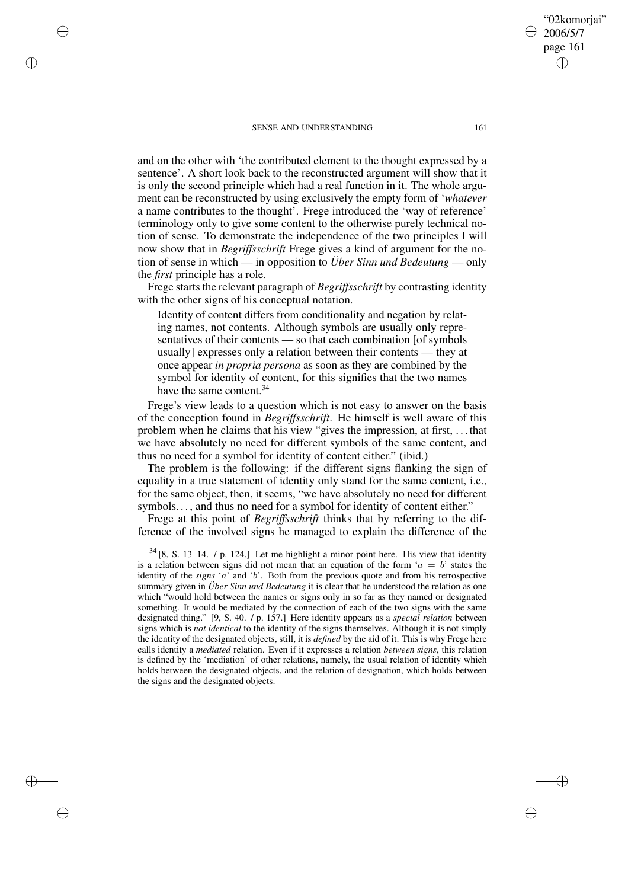and on the other with 'the contributed element to the thought expressed by a sentence'. A short look back to the reconstructed argument will show that it is only the second principle which had a real function in it. The whole argument can be reconstructed by using exclusively the empty form of '*whatever* a name contributes to the thought'. Frege introduced the 'way of reference' terminology only to give some content to the otherwise purely technical notion of sense. To demonstrate the independence of the two principles I will now show that in *Begriffsschrift* Frege gives a kind of argument for the notion of sense in which — in opposition to *Über Sinn und Bedeutung* — only the *first* principle has a role.

Frege starts the relevant paragraph of *Begriffsschrift* by contrasting identity with the other signs of his conceptual notation.

> Identity of content differs from conditionality and negation by relating names, not contents. Although symbols are usually only representatives of their contents — so that each combination [of symbols usually] expresses only a relation between their contents — they at once appear *in propria persona* as soon as they are combined by the symbol for identity of content, for this signifies that the two names have the same content.[34]

Frege's view leads to a question which is not easy to answer on the basis of the conception found in *Begriffsschrift*. He himself is well aware of this problem when he claims that his view "gives the impression, at first, ... that we have absolutely no need for different symbols of the same content, and thus no need for a symbol for identity of content either." (ibid.)

The problem is the following: if the different signs flanking the sign of equality in a true statement of identity only stand for the same content, i.e., for the same object, then, it seems, "we have absolutely no need for different symbols..., and thus no need for a symbol for identity of content either."

Frege at this point of *Begriffsschrift* thinks that by referring to the difference of the involved signs he managed to explain the difference of the

[34] [8, S. 13–14. / p. 124.] Let me highlight a minor point here. His view that identity is a relation between signs did not mean that an equation of the form '$a = b$' states the identity of the *signs* '$a$' and '$b$'. Both from the previous quote and from his retrospective summary given in *Über Sinn und Bedeutung* it is clear that he understood the relation as one which "would hold between the names or signs only in so far as they named or designated something. It would be mediated by the connection of each of the two signs with the same designated thing." [9, S. 40. / p. 157.] Here identity appears as a *special relation* between signs which is *not identical* to the identity of the signs themselves. Although it is not simply the identity of the designated objects, still, it is *defined* by the aid of it. This is why Frege here calls identity a *mediated* relation. Even if it expresses a relation *between signs*, this relation is defined by the 'mediation' of other relations, namely, the usual relation of identity which holds between the designated objects, and the relation of designation, which holds between the signs and the designated objects.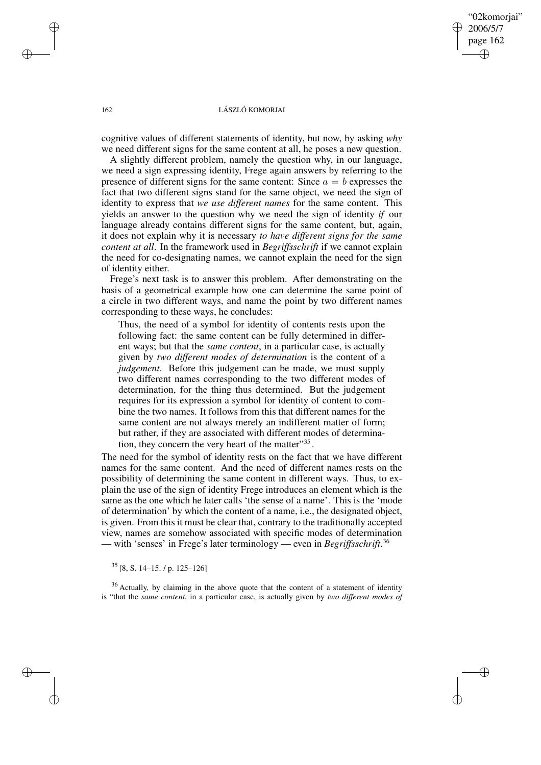cognitive values of different statements of identity, but now, by asking *why* we need different signs for the same content at all, he poses a new question.

A slightly different problem, namely the question why, in our language, we need a sign expressing identity, Frege again answers by referring to the presence of different signs for the same content: Since $a = b$ expresses the fact that two different signs stand for the same object, we need the sign of identity to express that *we use different names* for the same content. This yields an answer to the question why we need the sign of identity *if* our language already contains different signs for the same content, but, again, it does not explain why it is necessary *to have different signs for the same content at all*. In the framework used in *Begriffsschrift* if we cannot explain the need for co-designating names, we cannot explain the need for the sign of identity either.

Frege's next task is to answer this problem. After demonstrating on the basis of a geometrical example how one can determine the same point of a circle in two different ways, and name the point by two different names corresponding to these ways, he concludes:

> Thus, the need of a symbol for identity of contents rests upon the following fact: the same content can be fully determined in different ways; but that the *same content*, in a particular case, is actually given by *two different modes of determination* is the content of a *judgement*. Before this judgement can be made, we must supply two different names corresponding to the two different modes of determination, for the thing thus determined. But the judgement requires for its expression a symbol for identity of content to combine the two names. It follows from this that different names for the same content are not always merely an indifferent matter of form; but rather, if they are associated with different modes of determination, they concern the very heart of the matter"[35].

The need for the symbol of identity rests on the fact that we have different names for the same content. And the need of different names rests on the possibility of determining the same content in different ways. Thus, to explain the use of the sign of identity Frege introduces an element which is the same as the one which he later calls 'the sense of a name'. This is the 'mode of determination' by which the content of a name, i.e., the designated object, is given. From this it must be clear that, contrary to the traditionally accepted view, names are somehow associated with specific modes of determination — with 'senses' in Frege's later terminology — even in *Begriffsschrift*.[36]

[35] [8, S. 14–15. / p. 125–126]

[36] Actually, by claiming in the above quote that the content of a statement of identity is "that the *same content*, in a particular case, is actually given by *two different modes of*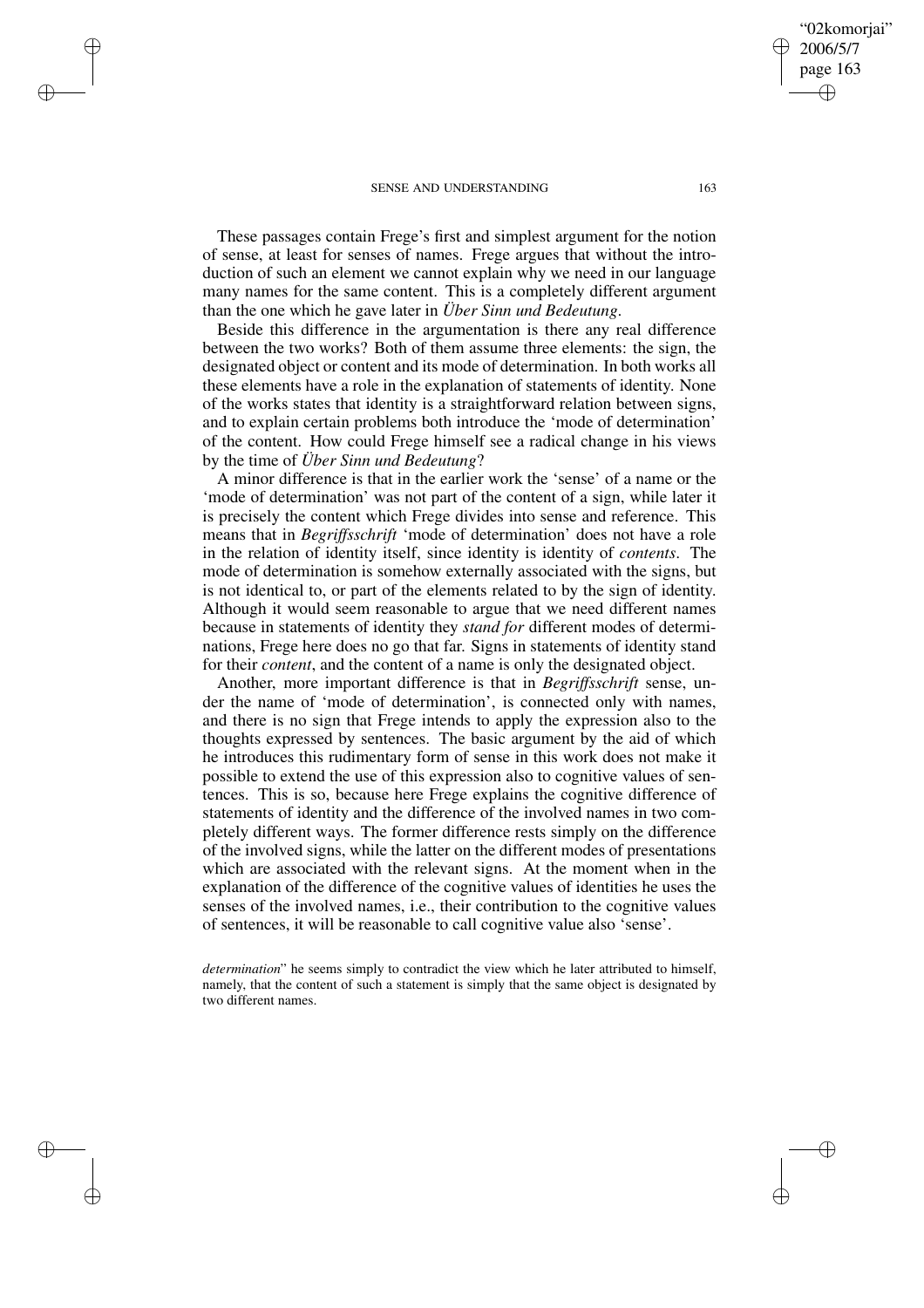These passages contain Frege's first and simplest argument for the notion of sense, at least for senses of names. Frege argues that without the introduction of such an element we cannot explain why we need in our language many names for the same content. This is a completely different argument than the one which he gave later in *Über Sinn und Bedeutung*.

Beside this difference in the argumentation is there any real difference between the two works? Both of them assume three elements: the sign, the designated object or content and its mode of determination. In both works all these elements have a role in the explanation of statements of identity. None of the works states that identity is a straightforward relation between signs, and to explain certain problems both introduce the 'mode of determination' of the content. How could Frege himself see a radical change in his views by the time of *Über Sinn und Bedeutung*?

A minor difference is that in the earlier work the 'sense' of a name or the 'mode of determination' was not part of the content of a sign, while later it is precisely the content which Frege divides into sense and reference. This means that in *Begriffsschrift* 'mode of determination' does not have a role in the relation of identity itself, since identity is identity of *contents*. The mode of determination is somehow externally associated with the signs, but is not identical to, or part of the elements related to by the sign of identity. Although it would seem reasonable to argue that we need different names because in statements of identity they *stand for* different modes of determinations, Frege here does no go that far. Signs in statements of identity stand for their *content*, and the content of a name is only the designated object.

Another, more important difference is that in *Begriffsschrift* sense, under the name of 'mode of determination', is connected only with names, and there is no sign that Frege intends to apply the expression also to the thoughts expressed by sentences. The basic argument by the aid of which he introduces this rudimentary form of sense in this work does not make it possible to extend the use of this expression also to cognitive values of sentences. This is so, because here Frege explains the cognitive difference of statements of identity and the difference of the involved names in two completely different ways. The former difference rests simply on the difference of the involved signs, while the latter on the different modes of presentations which are associated with the relevant signs. At the moment when in the explanation of the difference of the cognitive values of identities he uses the senses of the involved names, i.e., their contribution to the cognitive values of sentences, it will be reasonable to call cognitive value also 'sense'.

*determination*" he seems simply to contradict the view which he later attributed to himself, namely, that the content of such a statement is simply that the same object is designated by two different names.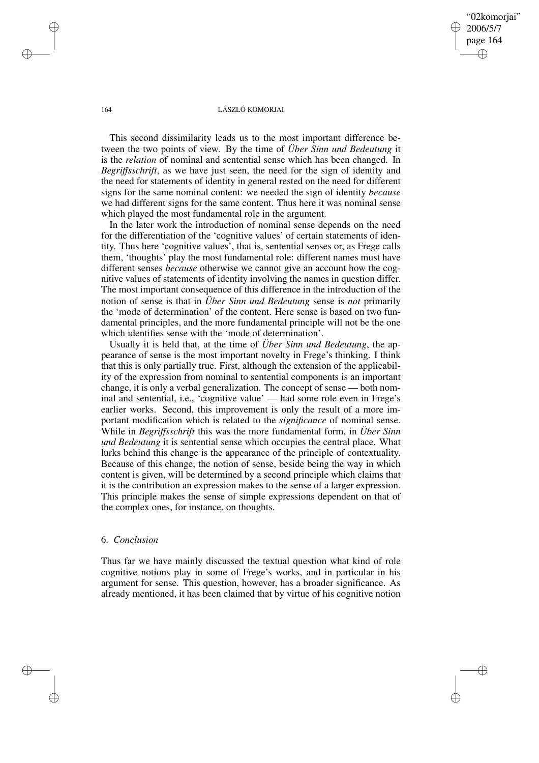This second dissimilarity leads us to the most important difference between the two points of view. By the time of *Über Sinn und Bedeutung* it is the *relation* of nominal and sentential sense which has been changed. In *Begriffsschrift*, as we have just seen, the need for the sign of identity and the need for statements of identity in general rested on the need for different signs for the same nominal content: we needed the sign of identity *because* we had different signs for the same content. Thus here it was nominal sense which played the most fundamental role in the argument.

In the later work the introduction of nominal sense depends on the need for the differentiation of the 'cognitive values' of certain statements of identity. Thus here 'cognitive values', that is, sentential senses or, as Frege calls them, 'thoughts' play the most fundamental role: different names must have different senses *because* otherwise we cannot give an account how the cognitive values of statements of identity involving the names in question differ. The most important consequence of this difference in the introduction of the notion of sense is that in *Über Sinn und Bedeutung* sense is *not* primarily the 'mode of determination' of the content. Here sense is based on two fundamental principles, and the more fundamental principle will not be the one which identifies sense with the 'mode of determination'.

Usually it is held that, at the time of *Über Sinn und Bedeutung*, the appearance of sense is the most important novelty in Frege's thinking. I think that this is only partially true. First, although the extension of the applicability of the expression from nominal to sentential components is an important change, it is only a verbal generalization. The concept of sense — both nominal and sentential, i.e., 'cognitive value' — had some role even in Frege's earlier works. Second, this improvement is only the result of a more important modification which is related to the *significance* of nominal sense. While in *Begriffsschrift* this was the more fundamental form, in *Über Sinn und Bedeutung* it is sentential sense which occupies the central place. What lurks behind this change is the appearance of the principle of contextuality. Because of this change, the notion of sense, beside being the way in which content is given, will be determined by a second principle which claims that it is the contribution an expression makes to the sense of a larger expression. This principle makes the sense of simple expressions dependent on that of the complex ones, for instance, on thoughts.

## 6. *Conclusion*

Thus far we have mainly discussed the textual question what kind of role cognitive notions play in some of Frege's works, and in particular in his argument for sense. This question, however, has a broader significance. As already mentioned, it has been claimed that by virtue of his cognitive notion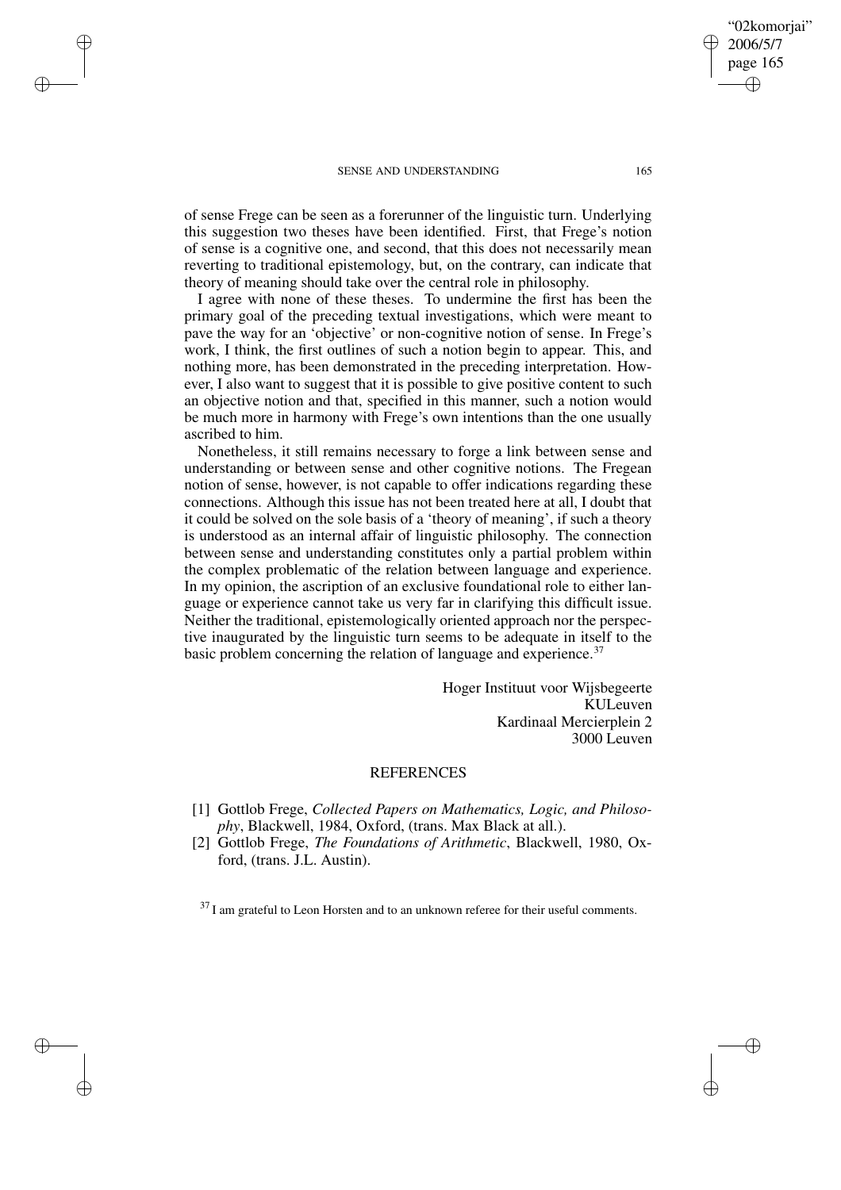of sense Frege can be seen as a forerunner of the linguistic turn. Underlying this suggestion two theses have been identified. First, that Frege's notion of sense is a cognitive one, and second, that this does not necessarily mean reverting to traditional epistemology, but, on the contrary, can indicate that theory of meaning should take over the central role in philosophy.

I agree with none of these theses. To undermine the first has been the primary goal of the preceding textual investigations, which were meant to pave the way for an 'objective' or non-cognitive notion of sense. In Frege's work, I think, the first outlines of such a notion begin to appear. This, and nothing more, has been demonstrated in the preceding interpretation. However, I also want to suggest that it is possible to give positive content to such an objective notion and that, specified in this manner, such a notion would be much more in harmony with Frege's own intentions than the one usually ascribed to him.

Nonetheless, it still remains necessary to forge a link between sense and understanding or between sense and other cognitive notions. The Fregean notion of sense, however, is not capable to offer indications regarding these connections. Although this issue has not been treated here at all, I doubt that it could be solved on the sole basis of a 'theory of meaning', if such a theory is understood as an internal affair of linguistic philosophy. The connection between sense and understanding constitutes only a partial problem within the complex problematic of the relation between language and experience. In my opinion, the ascription of an exclusive foundational role to either language or experience cannot take us very far in clarifying this difficult issue. Neither the traditional, epistemologically oriented approach nor the perspective inaugurated by the linguistic turn seems to be adequate in itself to the basic problem concerning the relation of language and experience.[37]

Hoger Instituut voor Wijsbegeerte
KULeuven
Kardinaal Mercierplein 2
3000 Leuven

## REFERENCES

[1] Gottlob Frege, *Collected Papers on Mathematics, Logic, and Philosophy*, Blackwell, 1984, Oxford, (trans. Max Black at all.).

[2] Gottlob Frege, *The Foundations of Arithmetic*, Blackwell, 1980, Oxford, (trans. J.L. Austin).

[37] I am grateful to Leon Horsten and to an unknown referee for their useful comments.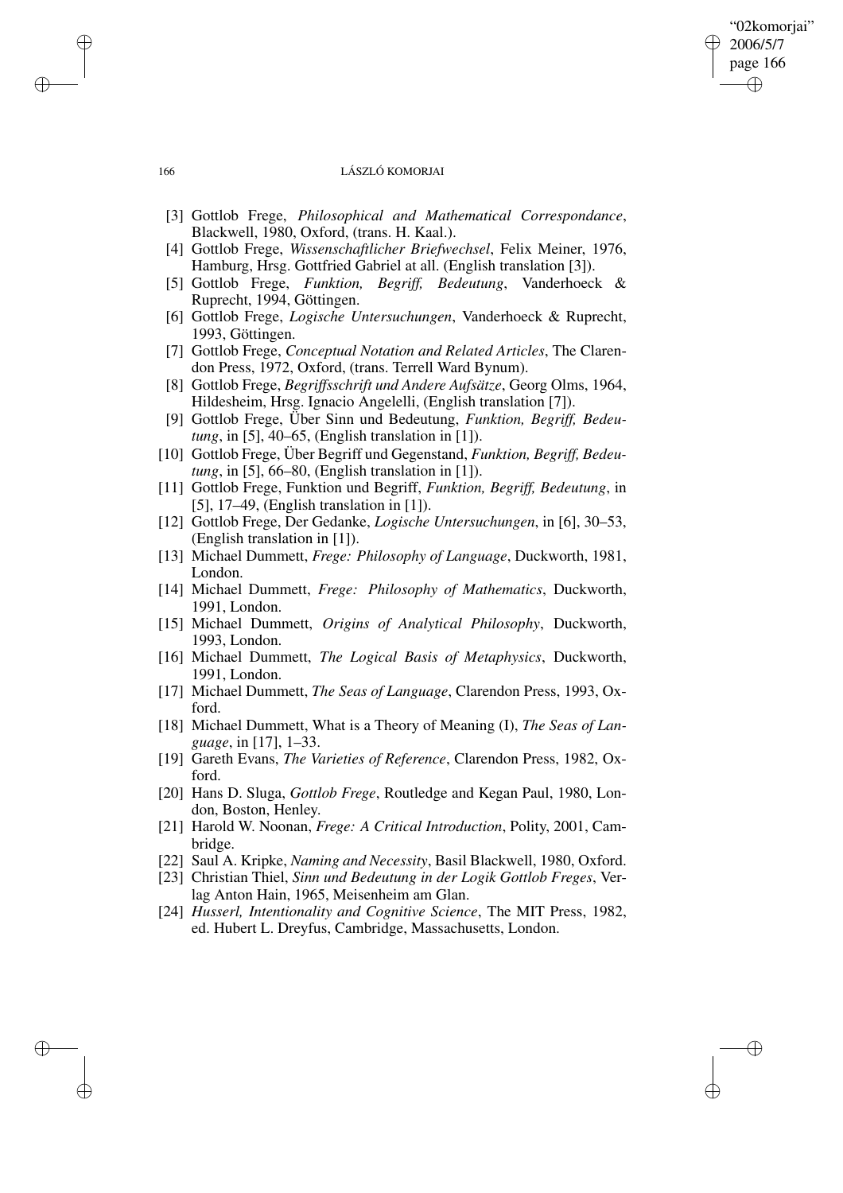[3] Gottlob Frege, *Philosophical and Mathematical Correspondance*, Blackwell, 1980, Oxford, (trans. H. Kaal.).

[4] Gottlob Frege, *Wissenschaftlicher Briefwechsel*, Felix Meiner, 1976, Hamburg, Hrsg. Gottfried Gabriel at all. (English translation [3]).

[5] Gottlob Frege, *Funktion, Begriff, Bedeutung*, Vanderhoeck & Ruprecht, 1994, Göttingen.

[6] Gottlob Frege, *Logische Untersuchungen*, Vanderhoeck & Ruprecht, 1993, Göttingen.

[7] Gottlob Frege, *Conceptual Notation and Related Articles*, The Clarendon Press, 1972, Oxford, (trans. Terrell Ward Bynum).

[8] Gottlob Frege, *Begriffsschrift und Andere Aufsätze*, Georg Olms, 1964, Hildesheim, Hrsg. Ignacio Angelelli, (English translation [7]).

[9] Gottlob Frege, Über Sinn und Bedeutung, *Funktion, Begriff, Bedeutung*, in [5], 40–65, (English translation in [1]).

[10] Gottlob Frege, Über Begriff und Gegenstand, *Funktion, Begriff, Bedeutung*, in [5], 66–80, (English translation in [1]).

[11] Gottlob Frege, Funktion und Begriff, *Funktion, Begriff, Bedeutung*, in [5], 17–49, (English translation in [1]).

[12] Gottlob Frege, Der Gedanke, *Logische Untersuchungen*, in [6], 30–53, (English translation in [1]).

[13] Michael Dummett, *Frege: Philosophy of Language*, Duckworth, 1981, London.

[14] Michael Dummett, *Frege: Philosophy of Mathematics*, Duckworth, 1991, London.

[15] Michael Dummett, *Origins of Analytical Philosophy*, Duckworth, 1993, London.

[16] Michael Dummett, *The Logical Basis of Metaphysics*, Duckworth, 1991, London.

[17] Michael Dummett, *The Seas of Language*, Clarendon Press, 1993, Oxford.

[18] Michael Dummett, What is a Theory of Meaning (I), *The Seas of Language*, in [17], 1–33.

[19] Gareth Evans, *The Varieties of Reference*, Clarendon Press, 1982, Oxford.

[20] Hans D. Sluga, *Gottlob Frege*, Routledge and Kegan Paul, 1980, London, Boston, Henley.

[21] Harold W. Noonan, *Frege: A Critical Introduction*, Polity, 2001, Cambridge.

[22] Saul A. Kripke, *Naming and Necessity*, Basil Blackwell, 1980, Oxford.

[23] Christian Thiel, *Sinn und Bedeutung in der Logik Gottlob Freges*, Verlag Anton Hain, 1965, Meisenheim am Glan.

[24] *Husserl, Intentionality and Cognitive Science*, The MIT Press, 1982, ed. Hubert L. Dreyfus, Cambridge, Massachusetts, London.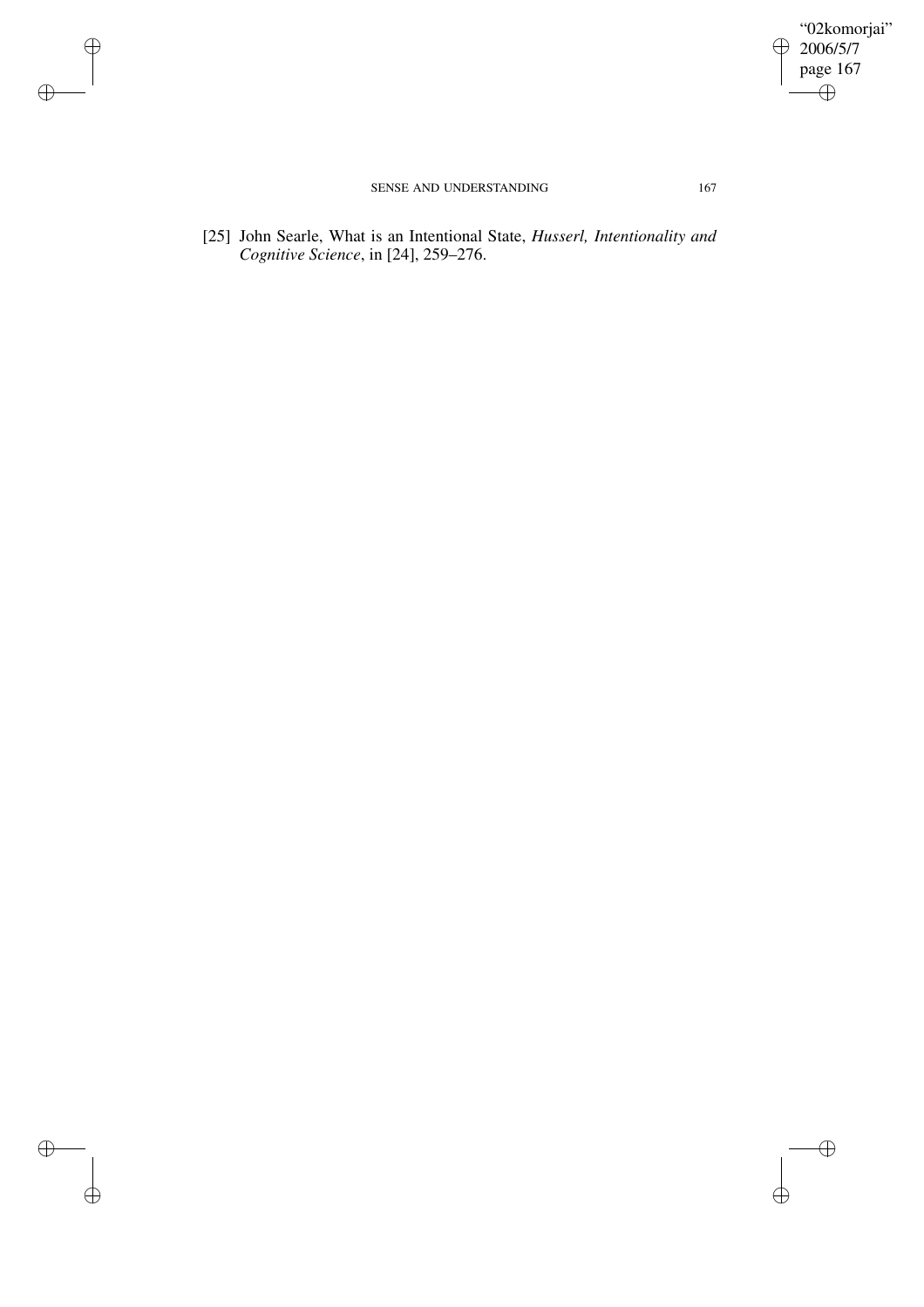[25] John Searle, What is an Intentional State, *Husserl, Intentionality and Cognitive Science*, in [24], 259–276.